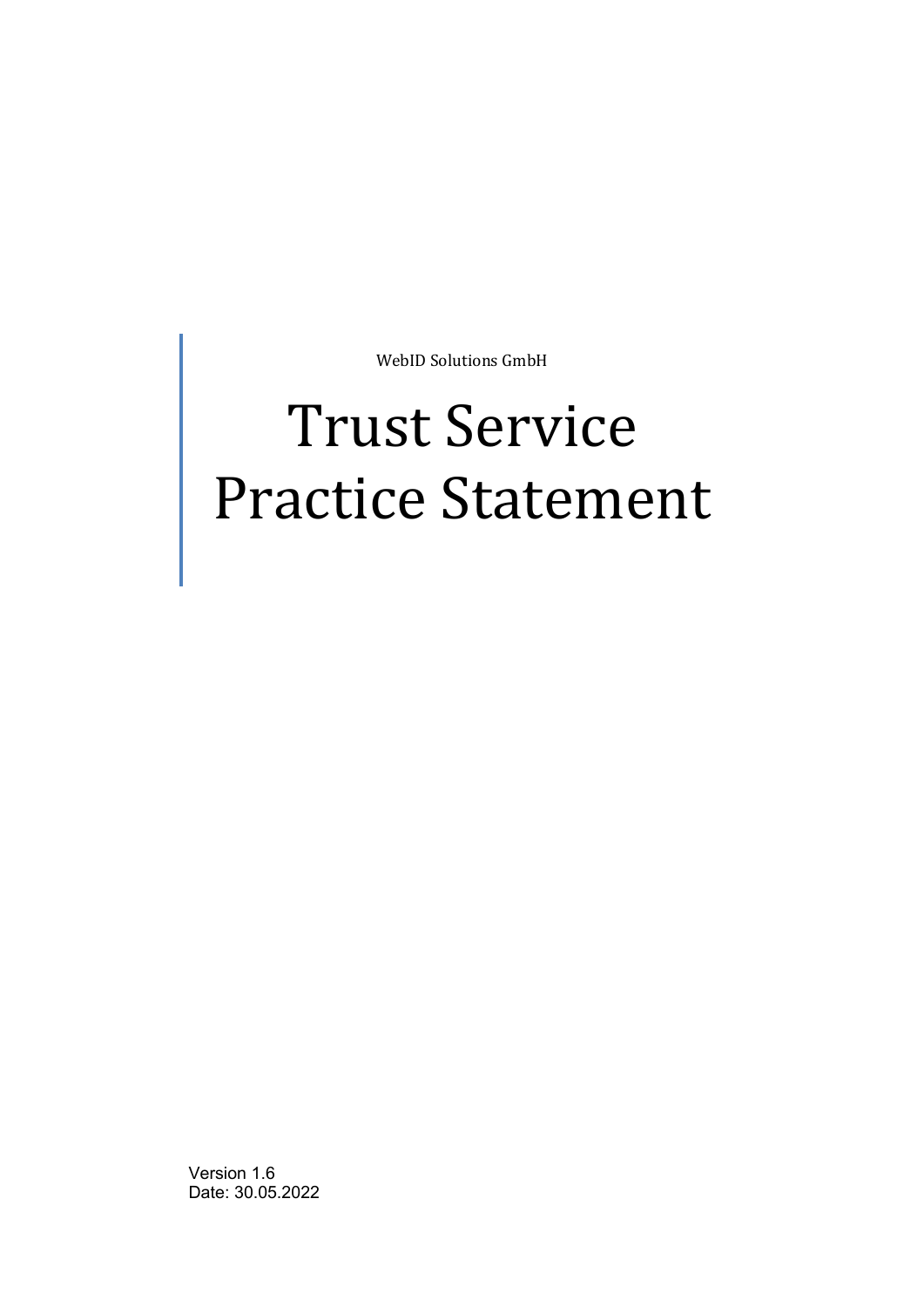WebID Solutions GmbH

# Trust Service Practice Statement

Version 1.6
Date: 30.05.2022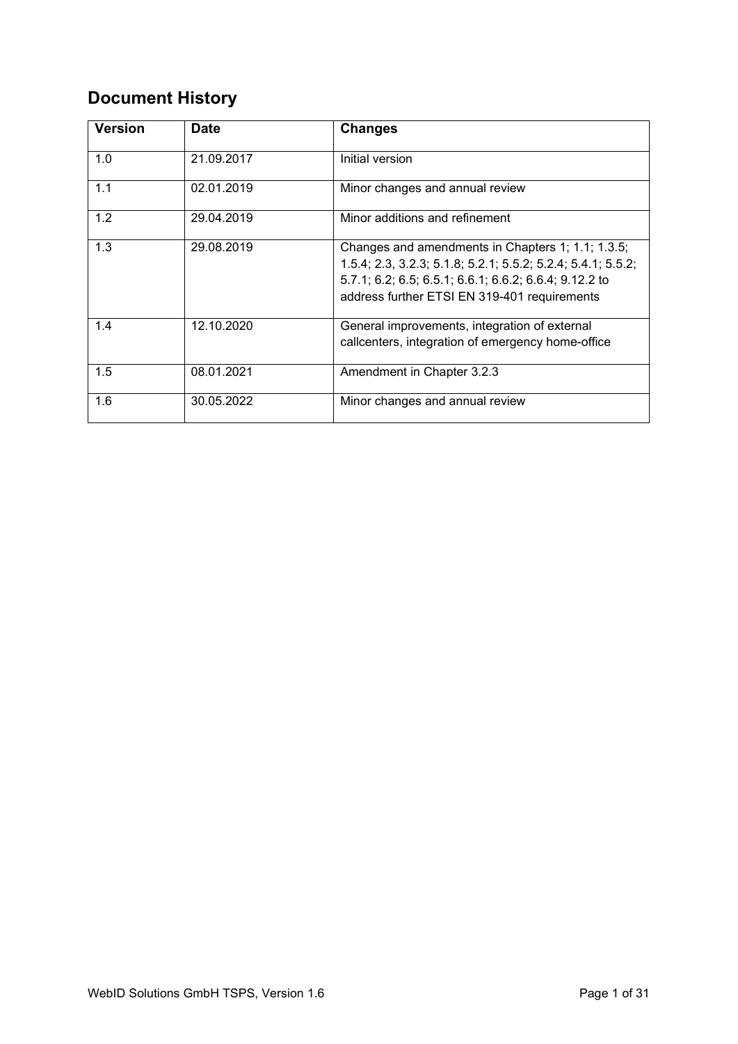## Document History

| Version | Date | Changes |
|---|---|---|
| 1.0 | 21.09.2017 | Initial version |
| 1.1 | 02.01.2019 | Minor changes and annual review |
| 1.2 | 29.04.2019 | Minor additions and refinement |
| 1.3 | 29.08.2019 | Changes and amendments in Chapters 1; 1.1; 1.3.5; 1.5.4; 2.3, 3.2.3; 5.1.8; 5.2.1; 5.5.2; 5.2.4; 5.4.1; 5.5.2; 5.7.1; 6.2; 6.5; 6.5.1; 6.6.1; 6.6.2; 6.6.4; 9.12.2 to address further ETSI EN 319-401 requirements |
| 1.4 | 12.10.2020 | General improvements, integration of external callcenters, integration of emergency home-office |
| 1.5 | 08.01.2021 | Amendment in Chapter 3.2.3 |
| 1.6 | 30.05.2022 | Minor changes and annual review |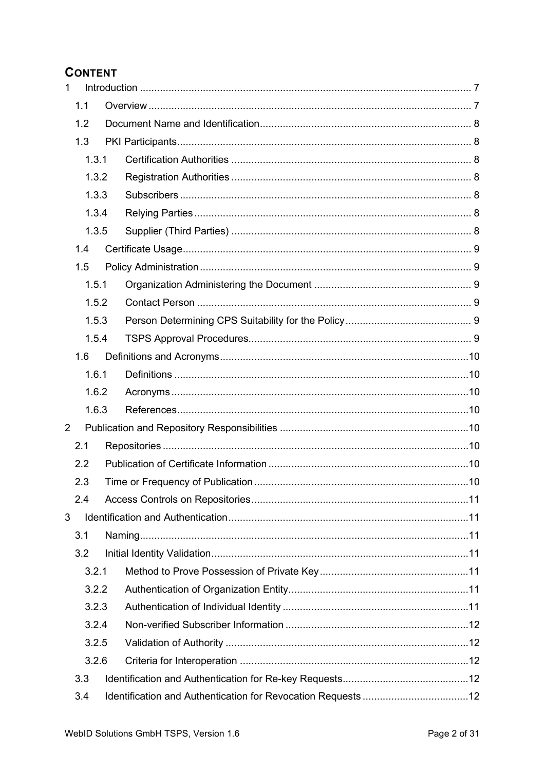## CONTENT

1 Introduction ... 7
  1.1 Overview ... 7
  1.2 Document Name and Identification ... 8
  1.3 PKI Participants ... 8
    1.3.1 Certification Authorities ... 8
    1.3.2 Registration Authorities ... 8
    1.3.3 Subscribers ... 8
    1.3.4 Relying Parties ... 8
    1.3.5 Supplier (Third Parties) ... 8
  1.4 Certificate Usage ... 9
  1.5 Policy Administration ... 9
    1.5.1 Organization Administering the Document ... 9
    1.5.2 Contact Person ... 9
    1.5.3 Person Determining CPS Suitability for the Policy ... 9
    1.5.4 TSPS Approval Procedures ... 9
  1.6 Definitions and Acronyms ... 10
    1.6.1 Definitions ... 10
    1.6.2 Acronyms ... 10
    1.6.3 References ... 10
2 Publication and Repository Responsibilities ... 10
  2.1 Repositories ... 10
  2.2 Publication of Certificate Information ... 10
  2.3 Time or Frequency of Publication ... 10
  2.4 Access Controls on Repositories ... 11
3 Identification and Authentication ... 11
  3.1 Naming ... 11
  3.2 Initial Identity Validation ... 11
    3.2.1 Method to Prove Possession of Private Key ... 11
    3.2.2 Authentication of Organization Entity ... 11
    3.2.3 Authentication of Individual Identity ... 11
    3.2.4 Non-verified Subscriber Information ... 12
    3.2.5 Validation of Authority ... 12
    3.2.6 Criteria for Interoperation ... 12
  3.3 Identification and Authentication for Re-key Requests ... 12
  3.4 Identification and Authentication for Revocation Requests ... 12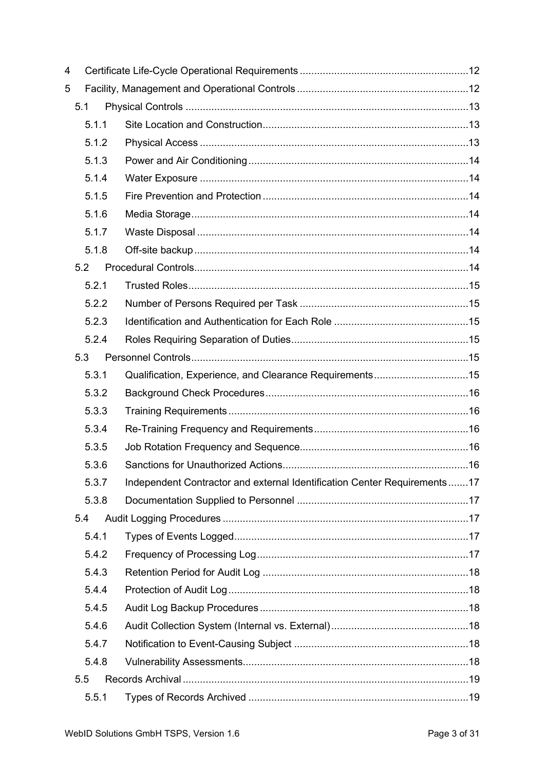4 Certificate Life-Cycle Operational Requirements ........................................................... 12

5 Facility, Management and Operational Controls ............................................................ 12

- 5.1 Physical Controls ................................................................................................... 13
  - 5.1.1 Site Location and Construction ........................................................................ 13
  - 5.1.2 Physical Access ............................................................................................. 13
  - 5.1.3 Power and Air Conditioning ............................................................................. 14
  - 5.1.4 Water Exposure ............................................................................................. 14
  - 5.1.5 Fire Prevention and Protection ........................................................................ 14
  - 5.1.6 Media Storage ................................................................................................ 14
  - 5.1.7 Waste Disposal ............................................................................................... 14
  - 5.1.8 Off-site backup ................................................................................................ 14
- 5.2 Procedural Controls ................................................................................................ 14
  - 5.2.1 Trusted Roles .................................................................................................. 15
  - 5.2.2 Number of Persons Required per Task ........................................................... 15
  - 5.2.3 Identification and Authentication for Each Role ............................................... 15
  - 5.2.4 Roles Requiring Separation of Duties .............................................................. 15
- 5.3 Personnel Controls ................................................................................................. 15
  - 5.3.1 Qualification, Experience, and Clearance Requirements ................................. 15
  - 5.3.2 Background Check Procedures ....................................................................... 16
  - 5.3.3 Training Requirements .................................................................................... 16
  - 5.3.4 Re-Training Frequency and Requirements ...................................................... 16
  - 5.3.5 Job Rotation Frequency and Sequence ........................................................... 16
  - 5.3.6 Sanctions for Unauthorized Actions ................................................................. 16
  - 5.3.7 Independent Contractor and external Identification Center Requirements ....... 17
  - 5.3.8 Documentation Supplied to Personnel ............................................................ 17
- 5.4 Audit Logging Procedures ...................................................................................... 17
  - 5.4.1 Types of Events Logged .................................................................................. 17
  - 5.4.2 Frequency of Processing Log .......................................................................... 17
  - 5.4.3 Retention Period for Audit Log ........................................................................ 18
  - 5.4.4 Protection of Audit Log .................................................................................... 18
  - 5.4.5 Audit Log Backup Procedures ......................................................................... 18
  - 5.4.6 Audit Collection System (Internal vs. External) ................................................ 18
  - 5.4.7 Notification to Event-Causing Subject ............................................................. 18
  - 5.4.8 Vulnerability Assessments .............................................................................. 18
- 5.5 Records Archival .................................................................................................... 19
  - 5.5.1 Types of Records Archived ............................................................................. 19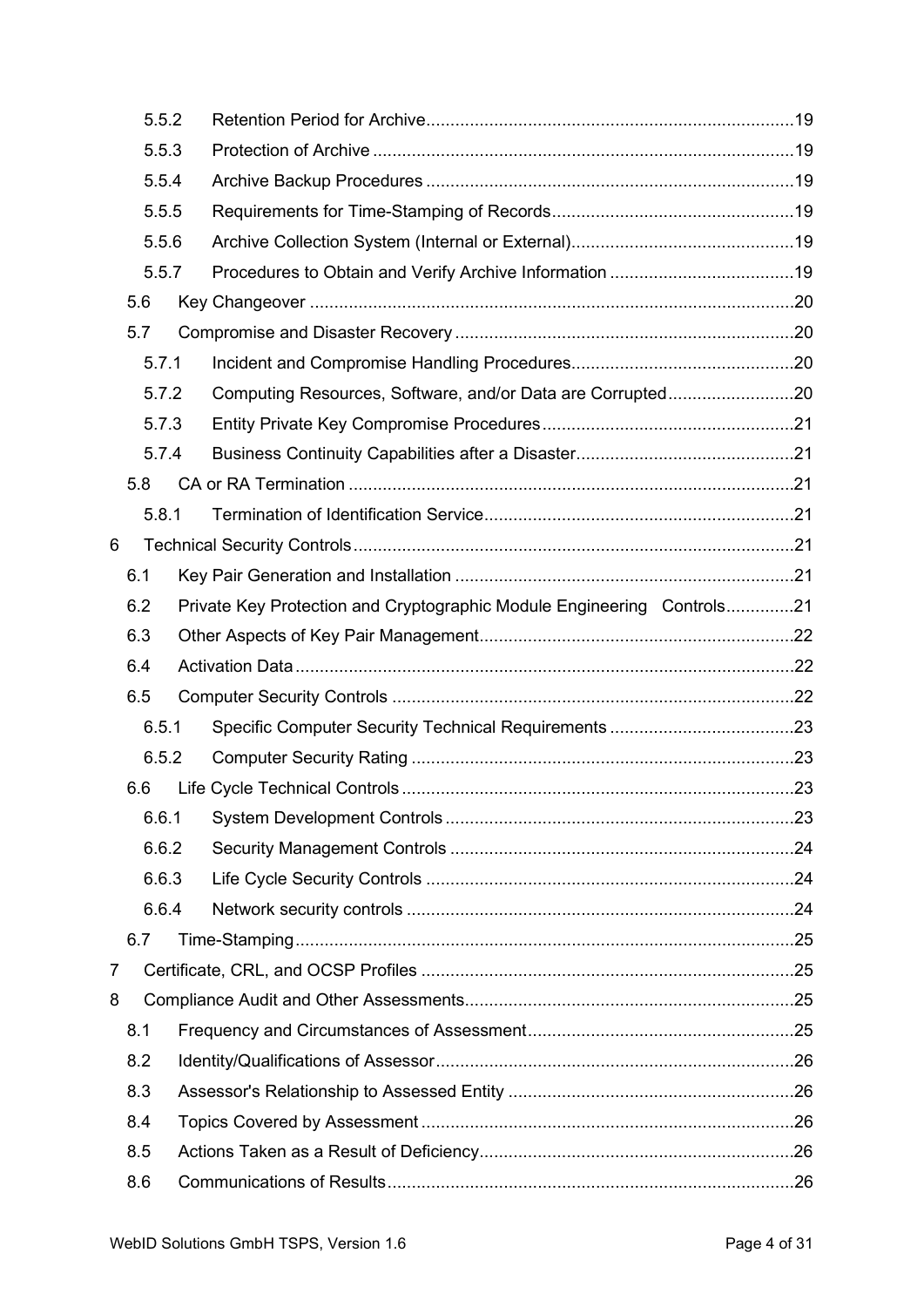5.5.2 Retention Period for Archive ... 19

5.5.3 Protection of Archive ... 19

5.5.4 Archive Backup Procedures ... 19

5.5.5 Requirements for Time-Stamping of Records ... 19

5.5.6 Archive Collection System (Internal or External) ... 19

5.5.7 Procedures to Obtain and Verify Archive Information ... 19

5.6 Key Changeover ... 20

5.7 Compromise and Disaster Recovery ... 20

5.7.1 Incident and Compromise Handling Procedures ... 20

5.7.2 Computing Resources, Software, and/or Data are Corrupted ... 20

5.7.3 Entity Private Key Compromise Procedures ... 21

5.7.4 Business Continuity Capabilities after a Disaster ... 21

5.8 CA or RA Termination ... 21

5.8.1 Termination of Identification Service ... 21

6 Technical Security Controls ... 21

6.1 Key Pair Generation and Installation ... 21

6.2 Private Key Protection and Cryptographic Module Engineering Controls ... 21

6.3 Other Aspects of Key Pair Management ... 22

6.4 Activation Data ... 22

6.5 Computer Security Controls ... 22

6.5.1 Specific Computer Security Technical Requirements ... 23

6.5.2 Computer Security Rating ... 23

6.6 Life Cycle Technical Controls ... 23

6.6.1 System Development Controls ... 23

6.6.2 Security Management Controls ... 24

6.6.3 Life Cycle Security Controls ... 24

6.6.4 Network security controls ... 24

6.7 Time-Stamping ... 25

7 Certificate, CRL, and OCSP Profiles ... 25

8 Compliance Audit and Other Assessments ... 25

8.1 Frequency and Circumstances of Assessment ... 25

8.2 Identity/Qualifications of Assessor ... 26

8.3 Assessor's Relationship to Assessed Entity ... 26

8.4 Topics Covered by Assessment ... 26

8.5 Actions Taken as a Result of Deficiency ... 26

8.6 Communications of Results ... 26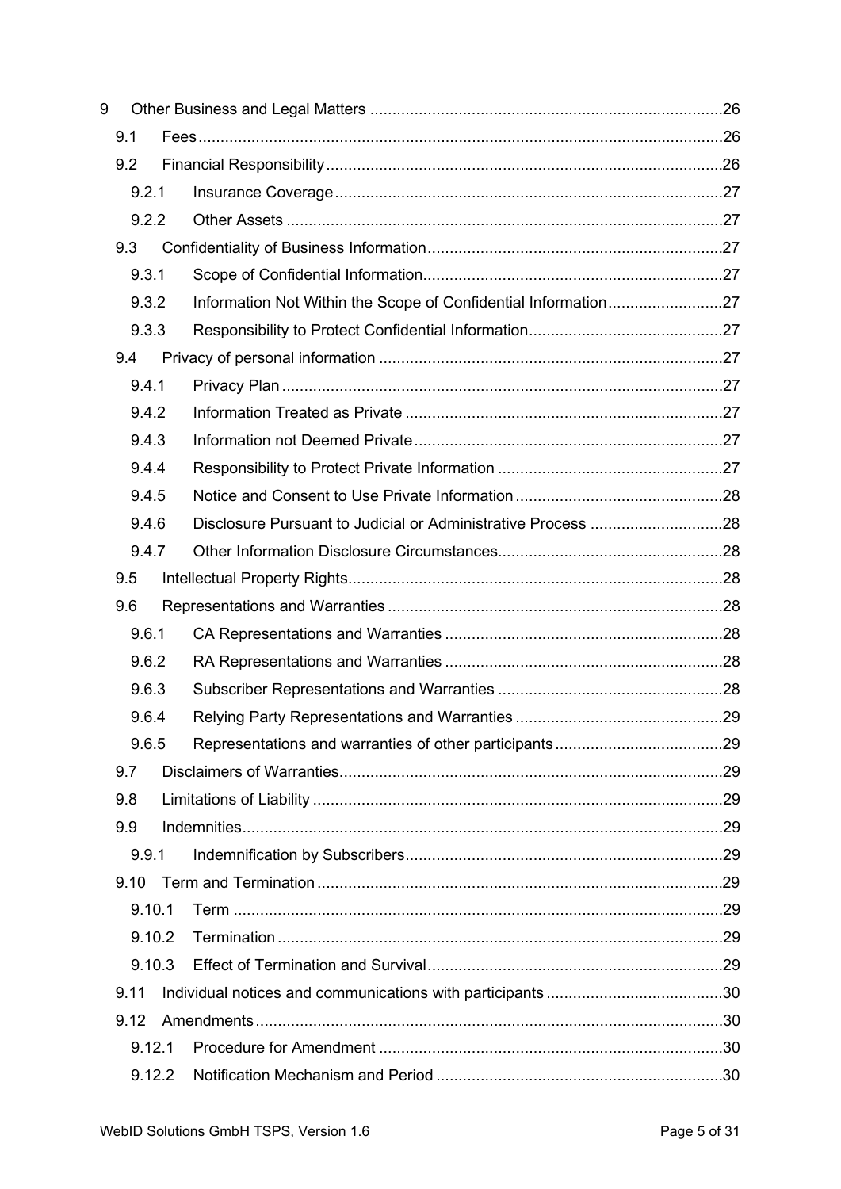| | | |
|---|---|---|
| 9 | Other Business and Legal Matters | 26 |
| 9.1 | Fees | 26 |
| 9.2 | Financial Responsibility | 26 |
| 9.2.1 | Insurance Coverage | 27 |
| 9.2.2 | Other Assets | 27 |
| 9.3 | Confidentiality of Business Information | 27 |
| 9.3.1 | Scope of Confidential Information | 27 |
| 9.3.2 | Information Not Within the Scope of Confidential Information | 27 |
| 9.3.3 | Responsibility to Protect Confidential Information | 27 |
| 9.4 | Privacy of personal information | 27 |
| 9.4.1 | Privacy Plan | 27 |
| 9.4.2 | Information Treated as Private | 27 |
| 9.4.3 | Information not Deemed Private | 27 |
| 9.4.4 | Responsibility to Protect Private Information | 27 |
| 9.4.5 | Notice and Consent to Use Private Information | 28 |
| 9.4.6 | Disclosure Pursuant to Judicial or Administrative Process | 28 |
| 9.4.7 | Other Information Disclosure Circumstances | 28 |
| 9.5 | Intellectual Property Rights | 28 |
| 9.6 | Representations and Warranties | 28 |
| 9.6.1 | CA Representations and Warranties | 28 |
| 9.6.2 | RA Representations and Warranties | 28 |
| 9.6.3 | Subscriber Representations and Warranties | 28 |
| 9.6.4 | Relying Party Representations and Warranties | 29 |
| 9.6.5 | Representations and warranties of other participants | 29 |
| 9.7 | Disclaimers of Warranties | 29 |
| 9.8 | Limitations of Liability | 29 |
| 9.9 | Indemnities | 29 |
| 9.9.1 | Indemnification by Subscribers | 29 |
| 9.10 | Term and Termination | 29 |
| 9.10.1 | Term | 29 |
| 9.10.2 | Termination | 29 |
| 9.10.3 | Effect of Termination and Survival | 29 |
| 9.11 | Individual notices and communications with participants | 30 |
| 9.12 | Amendments | 30 |
| 9.12.1 | Procedure for Amendment | 30 |
| 9.12.2 | Notification Mechanism and Period | 30 |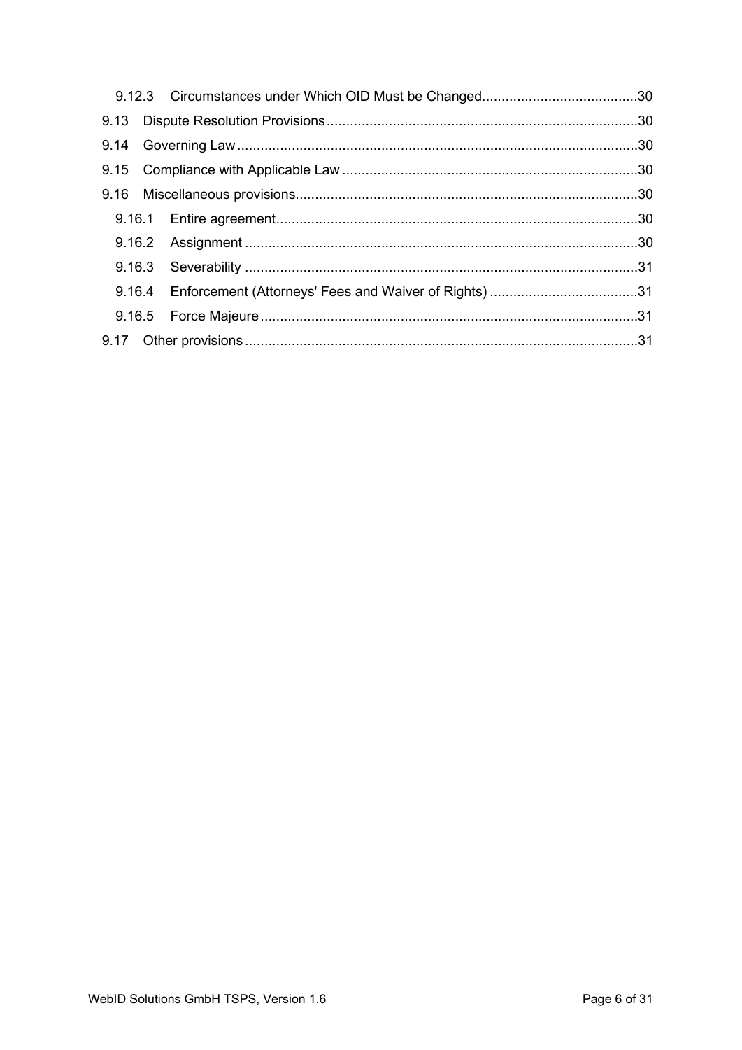9.12.3 Circumstances under Which OID Must be Changed........................................30

9.13 Dispute Resolution Provisions........................................................................30

9.14 Governing Law........................................................................................30

9.15 Compliance with Applicable Law.....................................................................30

9.16 Miscellaneous provisions................................................................................30

9.16.1 Entire agreement....................................................................................30

9.16.2 Assignment............................................................................................30

9.16.3 Severability............................................................................................31

9.16.4 Enforcement (Attorneys' Fees and Waiver of Rights).......................................31

9.16.5 Force Majeure........................................................................................31

9.17 Other provisions........................................................................................31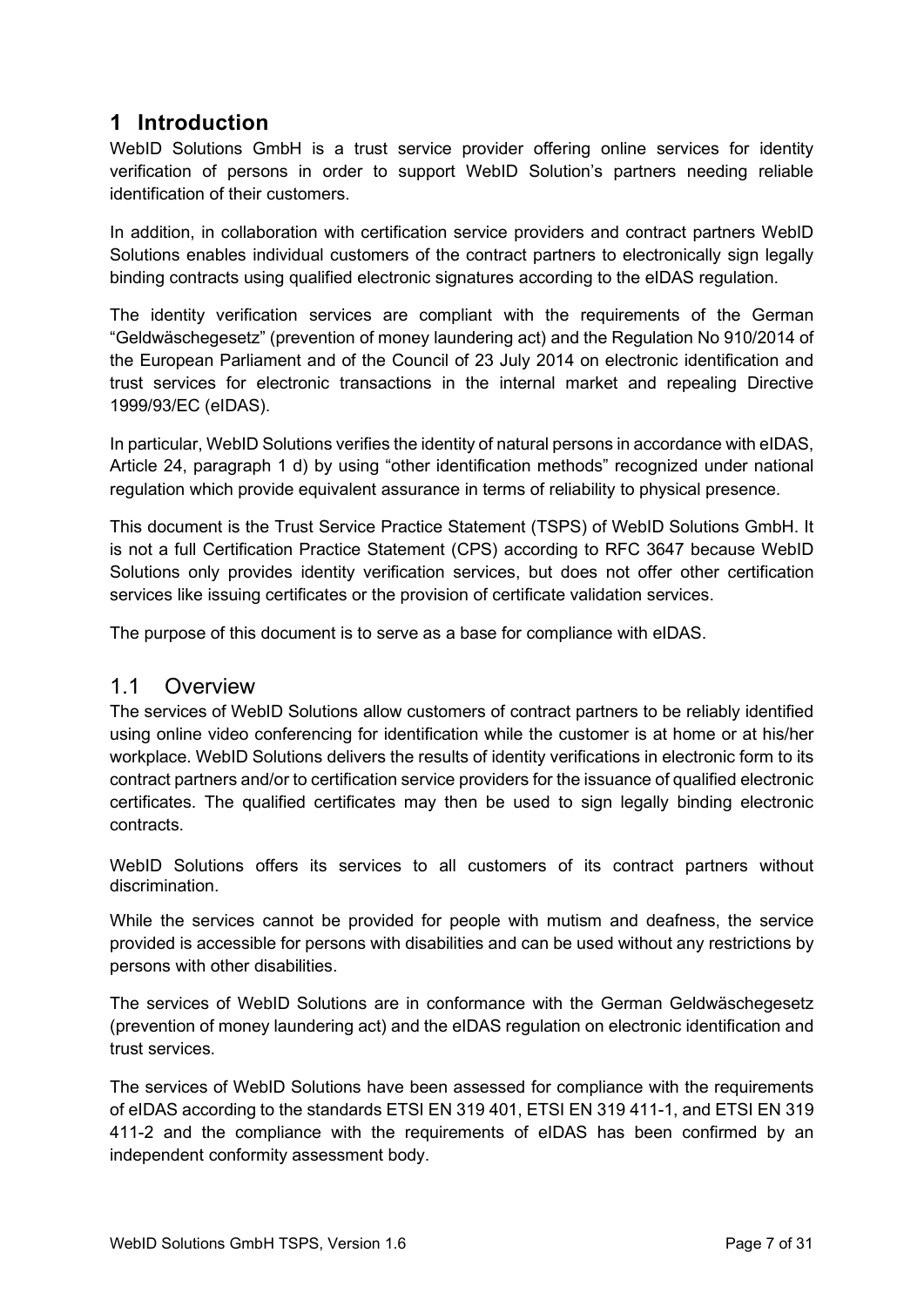# 1 Introduction

WebID Solutions GmbH is a trust service provider offering online services for identity verification of persons in order to support WebID Solution's partners needing reliable identification of their customers.

In addition, in collaboration with certification service providers and contract partners WebID Solutions enables individual customers of the contract partners to electronically sign legally binding contracts using qualified electronic signatures according to the eIDAS regulation.

The identity verification services are compliant with the requirements of the German "Geldwäschegesetz" (prevention of money laundering act) and the Regulation No 910/2014 of the European Parliament and of the Council of 23 July 2014 on electronic identification and trust services for electronic transactions in the internal market and repealing Directive 1999/93/EC (eIDAS).

In particular, WebID Solutions verifies the identity of natural persons in accordance with eIDAS, Article 24, paragraph 1 d) by using "other identification methods" recognized under national regulation which provide equivalent assurance in terms of reliability to physical presence.

This document is the Trust Service Practice Statement (TSPS) of WebID Solutions GmbH. It is not a full Certification Practice Statement (CPS) according to RFC 3647 because WebID Solutions only provides identity verification services, but does not offer other certification services like issuing certificates or the provision of certificate validation services.

The purpose of this document is to serve as a base for compliance with eIDAS.

## 1.1 Overview

The services of WebID Solutions allow customers of contract partners to be reliably identified using online video conferencing for identification while the customer is at home or at his/her workplace. WebID Solutions delivers the results of identity verifications in electronic form to its contract partners and/or to certification service providers for the issuance of qualified electronic certificates. The qualified certificates may then be used to sign legally binding electronic contracts.

WebID Solutions offers its services to all customers of its contract partners without discrimination.

While the services cannot be provided for people with mutism and deafness, the service provided is accessible for persons with disabilities and can be used without any restrictions by persons with other disabilities.

The services of WebID Solutions are in conformance with the German Geldwäschegesetz (prevention of money laundering act) and the eIDAS regulation on electronic identification and trust services.

The services of WebID Solutions have been assessed for compliance with the requirements of eIDAS according to the standards ETSI EN 319 401, ETSI EN 319 411-1, and ETSI EN 319 411-2 and the compliance with the requirements of eIDAS has been confirmed by an independent conformity assessment body.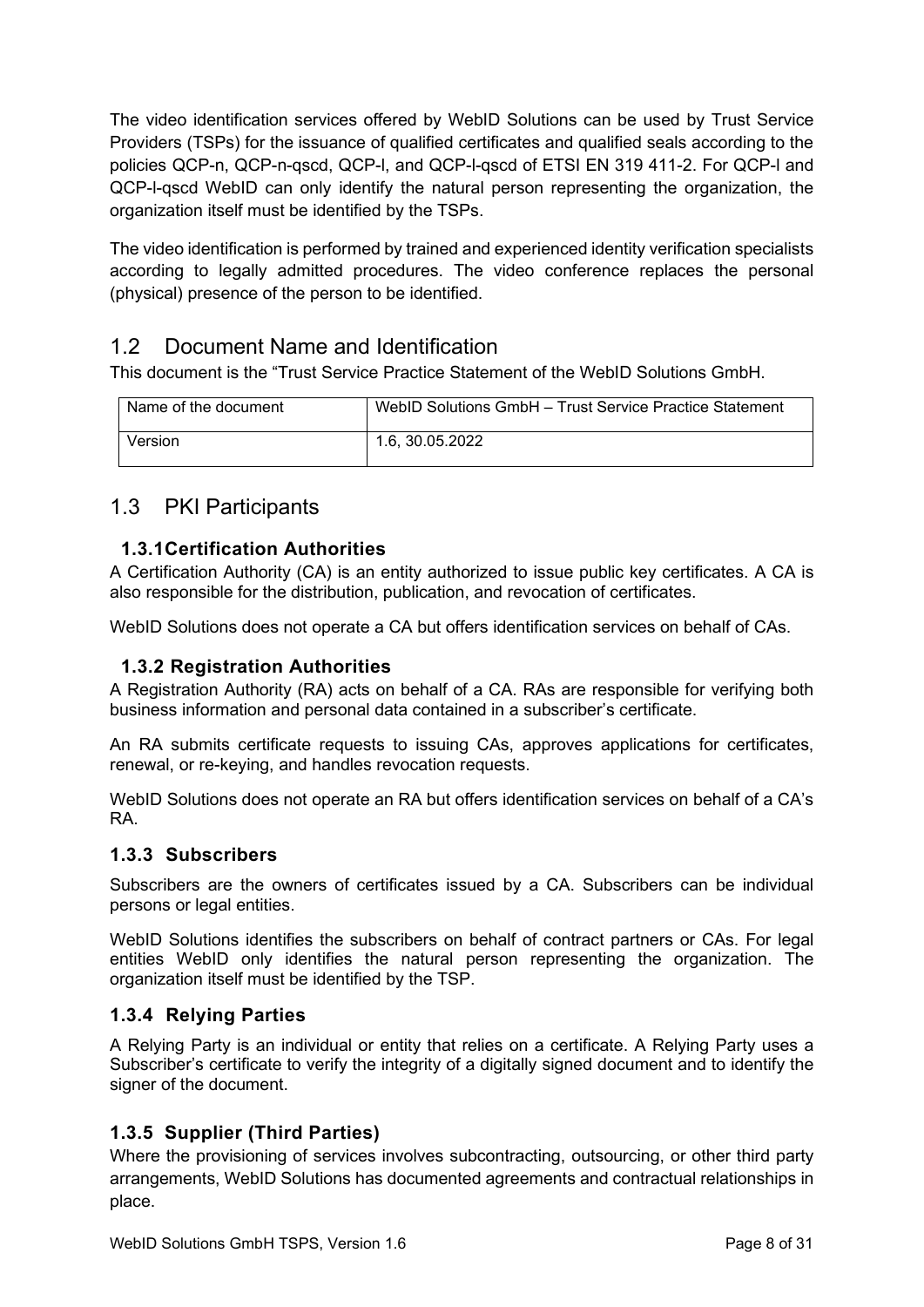The video identification services offered by WebID Solutions can be used by Trust Service Providers (TSPs) for the issuance of qualified certificates and qualified seals according to the policies QCP-n, QCP-n-qscd, QCP-l, and QCP-l-qscd of ETSI EN 319 411-2. For QCP-l and QCP-l-qscd WebID can only identify the natural person representing the organization, the organization itself must be identified by the TSPs.

The video identification is performed by trained and experienced identity verification specialists according to legally admitted procedures. The video conference replaces the personal (physical) presence of the person to be identified.

## 1.2 Document Name and Identification

This document is the "Trust Service Practice Statement of the WebID Solutions GmbH.

| Name of the document | WebID Solutions GmbH – Trust Service Practice Statement |
|---|---|
| Version | 1.6, 30.05.2022 |

## 1.3 PKI Participants

### 1.3.1 Certification Authorities

A Certification Authority (CA) is an entity authorized to issue public key certificates. A CA is also responsible for the distribution, publication, and revocation of certificates.

WebID Solutions does not operate a CA but offers identification services on behalf of CAs.

### 1.3.2 Registration Authorities

A Registration Authority (RA) acts on behalf of a CA. RAs are responsible for verifying both business information and personal data contained in a subscriber's certificate.

An RA submits certificate requests to issuing CAs, approves applications for certificates, renewal, or re-keying, and handles revocation requests.

WebID Solutions does not operate an RA but offers identification services on behalf of a CA's RA.

### 1.3.3 Subscribers

Subscribers are the owners of certificates issued by a CA. Subscribers can be individual persons or legal entities.

WebID Solutions identifies the subscribers on behalf of contract partners or CAs. For legal entities WebID only identifies the natural person representing the organization. The organization itself must be identified by the TSP.

### 1.3.4 Relying Parties

A Relying Party is an individual or entity that relies on a certificate. A Relying Party uses a Subscriber's certificate to verify the integrity of a digitally signed document and to identify the signer of the document.

### 1.3.5 Supplier (Third Parties)

Where the provisioning of services involves subcontracting, outsourcing, or other third party arrangements, WebID Solutions has documented agreements and contractual relationships in place.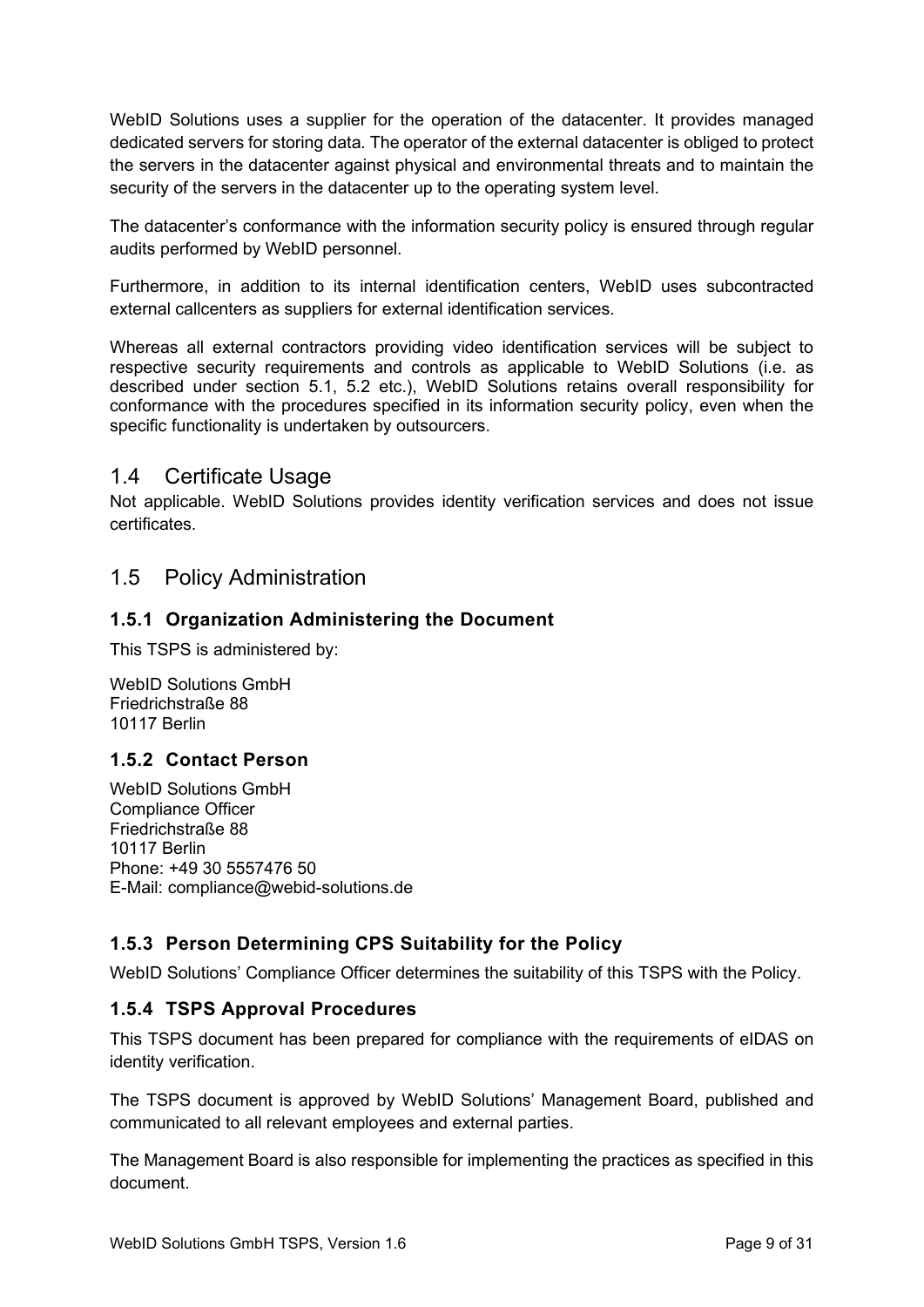WebID Solutions uses a supplier for the operation of the datacenter. It provides managed dedicated servers for storing data. The operator of the external datacenter is obliged to protect the servers in the datacenter against physical and environmental threats and to maintain the security of the servers in the datacenter up to the operating system level.

The datacenter's conformance with the information security policy is ensured through regular audits performed by WebID personnel.

Furthermore, in addition to its internal identification centers, WebID uses subcontracted external callcenters as suppliers for external identification services.

Whereas all external contractors providing video identification services will be subject to respective security requirements and controls as applicable to WebID Solutions (i.e. as described under section 5.1, 5.2 etc.), WebID Solutions retains overall responsibility for conformance with the procedures specified in its information security policy, even when the specific functionality is undertaken by outsourcers.

## 1.4 Certificate Usage

Not applicable. WebID Solutions provides identity verification services and does not issue certificates.

## 1.5 Policy Administration

### 1.5.1 Organization Administering the Document

This TSPS is administered by:

WebID Solutions GmbH
Friedrichstraße 88
10117 Berlin

### 1.5.2 Contact Person

WebID Solutions GmbH
Compliance Officer
Friedrichstraße 88
10117 Berlin
Phone: +49 30 5557476 50
E-Mail: compliance@webid-solutions.de

### 1.5.3 Person Determining CPS Suitability for the Policy

WebID Solutions' Compliance Officer determines the suitability of this TSPS with the Policy.

### 1.5.4 TSPS Approval Procedures

This TSPS document has been prepared for compliance with the requirements of eIDAS on identity verification.

The TSPS document is approved by WebID Solutions' Management Board, published and communicated to all relevant employees and external parties.

The Management Board is also responsible for implementing the practices as specified in this document.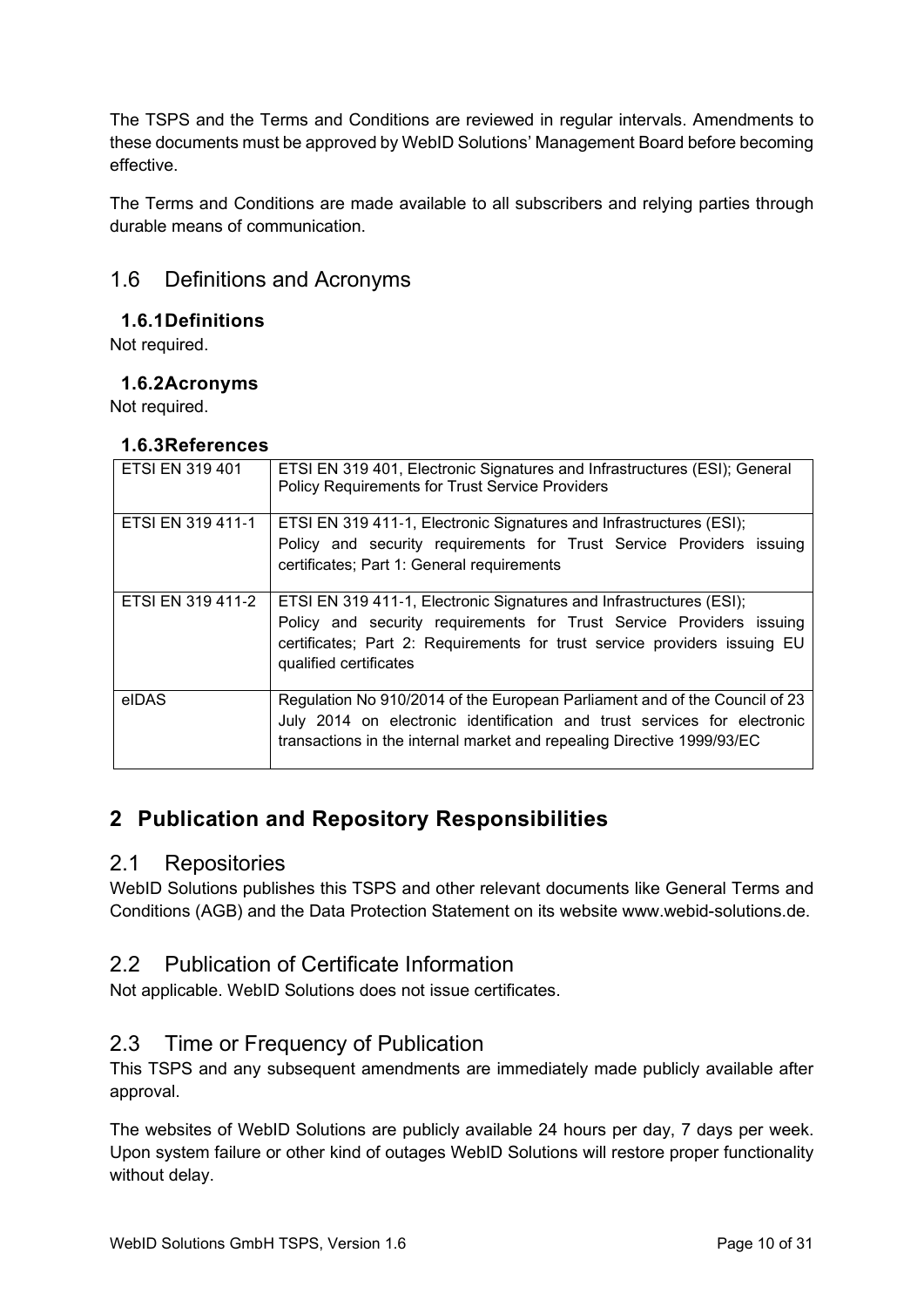The TSPS and the Terms and Conditions are reviewed in regular intervals. Amendments to these documents must be approved by WebID Solutions' Management Board before becoming effective.

The Terms and Conditions are made available to all subscribers and relying parties through durable means of communication.

## 1.6 Definitions and Acronyms

### 1.6.1 Definitions

Not required.

### 1.6.2 Acronyms

Not required.

### 1.6.3 References

| | |
|---|---|
| ETSI EN 319 401 | ETSI EN 319 401, Electronic Signatures and Infrastructures (ESI); General Policy Requirements for Trust Service Providers |
| ETSI EN 319 411-1 | ETSI EN 319 411-1, Electronic Signatures and Infrastructures (ESI); Policy and security requirements for Trust Service Providers issuing certificates; Part 1: General requirements |
| ETSI EN 319 411-2 | ETSI EN 319 411-1, Electronic Signatures and Infrastructures (ESI); Policy and security requirements for Trust Service Providers issuing certificates; Part 2: Requirements for trust service providers issuing EU qualified certificates |
| eIDAS | Regulation No 910/2014 of the European Parliament and of the Council of 23 July 2014 on electronic identification and trust services for electronic transactions in the internal market and repealing Directive 1999/93/EC |

# 2 Publication and Repository Responsibilities

## 2.1 Repositories

WebID Solutions publishes this TSPS and other relevant documents like General Terms and Conditions (AGB) and the Data Protection Statement on its website www.webid-solutions.de.

## 2.2 Publication of Certificate Information

Not applicable. WebID Solutions does not issue certificates.

## 2.3 Time or Frequency of Publication

This TSPS and any subsequent amendments are immediately made publicly available after approval.

The websites of WebID Solutions are publicly available 24 hours per day, 7 days per week. Upon system failure or other kind of outages WebID Solutions will restore proper functionality without delay.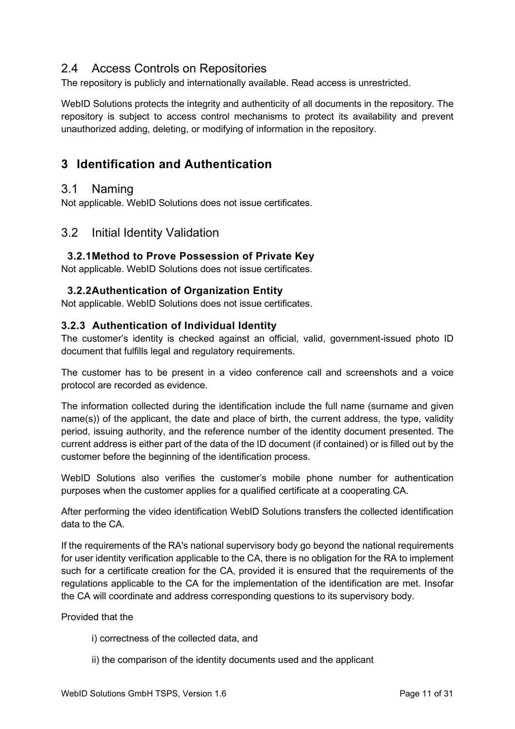## 2.4 Access Controls on Repositories

The repository is publicly and internationally available. Read access is unrestricted.

WebID Solutions protects the integrity and authenticity of all documents in the repository. The repository is subject to access control mechanisms to protect its availability and prevent unauthorized adding, deleting, or modifying of information in the repository.

# 3 Identification and Authentication

## 3.1 Naming

Not applicable. WebID Solutions does not issue certificates.

## 3.2 Initial Identity Validation

### 3.2.1 Method to Prove Possession of Private Key

Not applicable. WebID Solutions does not issue certificates.

### 3.2.2 Authentication of Organization Entity

Not applicable. WebID Solutions does not issue certificates.

### 3.2.3 Authentication of Individual Identity

The customer's identity is checked against an official, valid, government-issued photo ID document that fulfills legal and regulatory requirements.

The customer has to be present in a video conference call and screenshots and a voice protocol are recorded as evidence.

The information collected during the identification include the full name (surname and given name(s)) of the applicant, the date and place of birth, the current address, the type, validity period, issuing authority, and the reference number of the identity document presented. The current address is either part of the data of the ID document (if contained) or is filled out by the customer before the beginning of the identification process.

WebID Solutions also verifies the customer's mobile phone number for authentication purposes when the customer applies for a qualified certificate at a cooperating CA.

After performing the video identification WebID Solutions transfers the collected identification data to the CA.

If the requirements of the RA's national supervisory body go beyond the national requirements for user identity verification applicable to the CA, there is no obligation for the RA to implement such for a certificate creation for the CA, provided it is ensured that the requirements of the regulations applicable to the CA for the implementation of the identification are met. Insofar the CA will coordinate and address corresponding questions to its supervisory body.

Provided that the

i) correctness of the collected data, and

ii) the comparison of the identity documents used and the applicant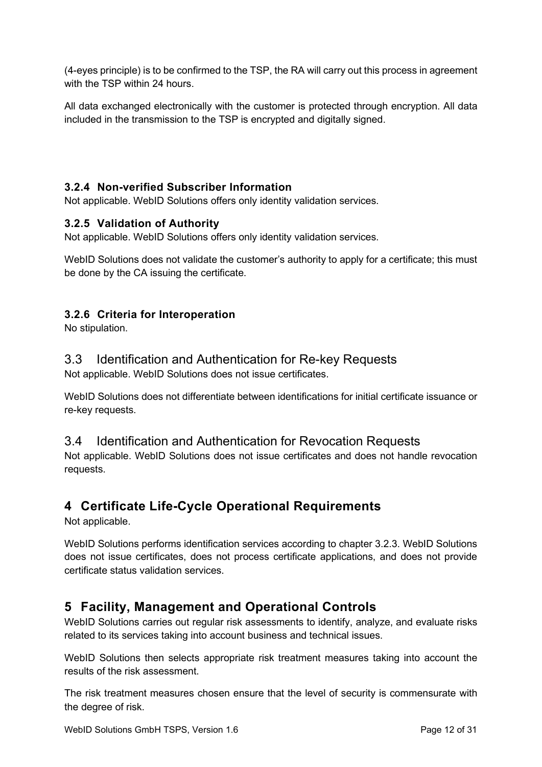(4-eyes principle) is to be confirmed to the TSP, the RA will carry out this process in agreement with the TSP within 24 hours.

All data exchanged electronically with the customer is protected through encryption. All data included in the transmission to the TSP is encrypted and digitally signed.

### 3.2.4 Non-verified Subscriber Information

Not applicable. WebID Solutions offers only identity validation services.

### 3.2.5 Validation of Authority

Not applicable. WebID Solutions offers only identity validation services.

WebID Solutions does not validate the customer's authority to apply for a certificate; this must be done by the CA issuing the certificate.

### 3.2.6 Criteria for Interoperation

No stipulation.

## 3.3 Identification and Authentication for Re-key Requests

Not applicable. WebID Solutions does not issue certificates.

WebID Solutions does not differentiate between identifications for initial certificate issuance or re-key requests.

## 3.4 Identification and Authentication for Revocation Requests

Not applicable. WebID Solutions does not issue certificates and does not handle revocation requests.

# 4 Certificate Life-Cycle Operational Requirements

Not applicable.

WebID Solutions performs identification services according to chapter 3.2.3. WebID Solutions does not issue certificates, does not process certificate applications, and does not provide certificate status validation services.

# 5 Facility, Management and Operational Controls

WebID Solutions carries out regular risk assessments to identify, analyze, and evaluate risks related to its services taking into account business and technical issues.

WebID Solutions then selects appropriate risk treatment measures taking into account the results of the risk assessment.

The risk treatment measures chosen ensure that the level of security is commensurate with the degree of risk.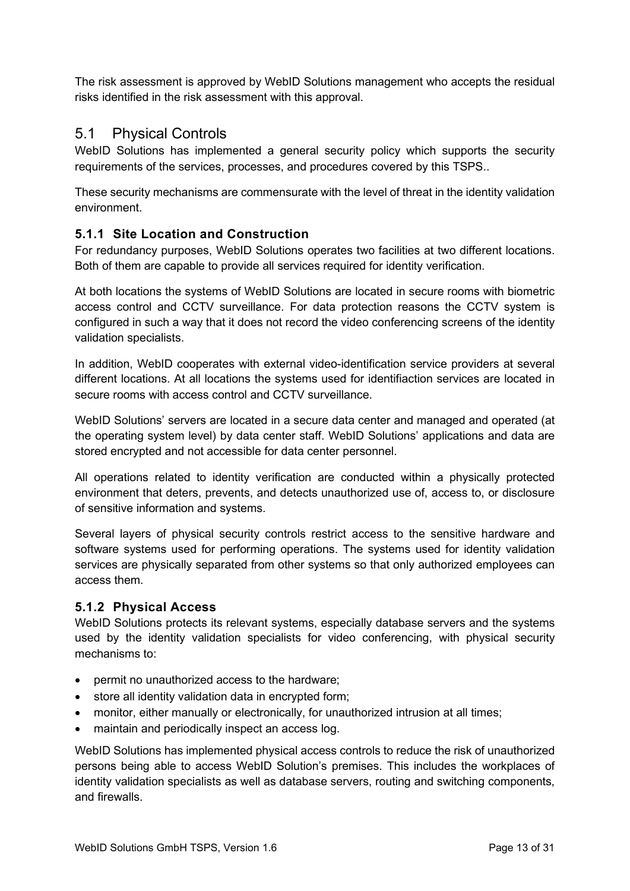The risk assessment is approved by WebID Solutions management who accepts the residual risks identified in the risk assessment with this approval.

## 5.1 Physical Controls

WebID Solutions has implemented a general security policy which supports the security requirements of the services, processes, and procedures covered by this TSPS..

These security mechanisms are commensurate with the level of threat in the identity validation environment.

### 5.1.1 Site Location and Construction

For redundancy purposes, WebID Solutions operates two facilities at two different locations. Both of them are capable to provide all services required for identity verification.

At both locations the systems of WebID Solutions are located in secure rooms with biometric access control and CCTV surveillance. For data protection reasons the CCTV system is configured in such a way that it does not record the video conferencing screens of the identity validation specialists.

In addition, WebID cooperates with external video-identification service providers at several different locations. At all locations the systems used for identifiaction services are located in secure rooms with access control and CCTV surveillance.

WebID Solutions' servers are located in a secure data center and managed and operated (at the operating system level) by data center staff. WebID Solutions' applications and data are stored encrypted and not accessible for data center personnel.

All operations related to identity verification are conducted within a physically protected environment that deters, prevents, and detects unauthorized use of, access to, or disclosure of sensitive information and systems.

Several layers of physical security controls restrict access to the sensitive hardware and software systems used for performing operations. The systems used for identity validation services are physically separated from other systems so that only authorized employees can access them.

### 5.1.2 Physical Access

WebID Solutions protects its relevant systems, especially database servers and the systems used by the identity validation specialists for video conferencing, with physical security mechanisms to:

- permit no unauthorized access to the hardware;
- store all identity validation data in encrypted form;
- monitor, either manually or electronically, for unauthorized intrusion at all times;
- maintain and periodically inspect an access log.

WebID Solutions has implemented physical access controls to reduce the risk of unauthorized persons being able to access WebID Solution's premises. This includes the workplaces of identity validation specialists as well as database servers, routing and switching components, and firewalls.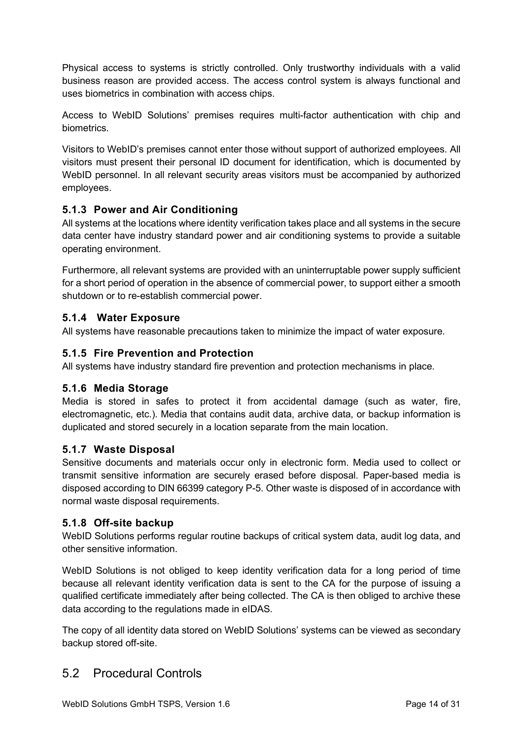Physical access to systems is strictly controlled. Only trustworthy individuals with a valid business reason are provided access. The access control system is always functional and uses biometrics in combination with access chips.

Access to WebID Solutions' premises requires multi-factor authentication with chip and biometrics.

Visitors to WebID's premises cannot enter those without support of authorized employees. All visitors must present their personal ID document for identification, which is documented by WebID personnel. In all relevant security areas visitors must be accompanied by authorized employees.

### 5.1.3 Power and Air Conditioning

All systems at the locations where identity verification takes place and all systems in the secure data center have industry standard power and air conditioning systems to provide a suitable operating environment.

Furthermore, all relevant systems are provided with an uninterruptable power supply sufficient for a short period of operation in the absence of commercial power, to support either a smooth shutdown or to re-establish commercial power.

### 5.1.4 Water Exposure

All systems have reasonable precautions taken to minimize the impact of water exposure.

### 5.1.5 Fire Prevention and Protection

All systems have industry standard fire prevention and protection mechanisms in place.

### 5.1.6 Media Storage

Media is stored in safes to protect it from accidental damage (such as water, fire, electromagnetic, etc.). Media that contains audit data, archive data, or backup information is duplicated and stored securely in a location separate from the main location.

### 5.1.7 Waste Disposal

Sensitive documents and materials occur only in electronic form. Media used to collect or transmit sensitive information are securely erased before disposal. Paper-based media is disposed according to DIN 66399 category P-5. Other waste is disposed of in accordance with normal waste disposal requirements.

### 5.1.8 Off-site backup

WebID Solutions performs regular routine backups of critical system data, audit log data, and other sensitive information.

WebID Solutions is not obliged to keep identity verification data for a long period of time because all relevant identity verification data is sent to the CA for the purpose of issuing a qualified certificate immediately after being collected. The CA is then obliged to archive these data according to the regulations made in eIDAS.

The copy of all identity data stored on WebID Solutions' systems can be viewed as secondary backup stored off-site.

## 5.2 Procedural Controls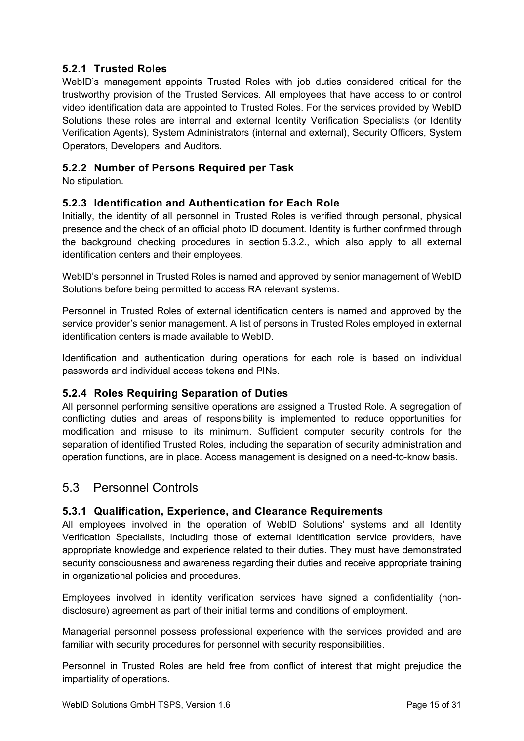### 5.2.1 Trusted Roles

WebID's management appoints Trusted Roles with job duties considered critical for the trustworthy provision of the Trusted Services. All employees that have access to or control video identification data are appointed to Trusted Roles. For the services provided by WebID Solutions these roles are internal and external Identity Verification Specialists (or Identity Verification Agents), System Administrators (internal and external), Security Officers, System Operators, Developers, and Auditors.

### 5.2.2 Number of Persons Required per Task

No stipulation.

### 5.2.3 Identification and Authentication for Each Role

Initially, the identity of all personnel in Trusted Roles is verified through personal, physical presence and the check of an official photo ID document. Identity is further confirmed through the background checking procedures in section 5.3.2., which also apply to all external identification centers and their employees.

WebID's personnel in Trusted Roles is named and approved by senior management of WebID Solutions before being permitted to access RA relevant systems.

Personnel in Trusted Roles of external identification centers is named and approved by the service provider's senior management. A list of persons in Trusted Roles employed in external identification centers is made available to WebID.

Identification and authentication during operations for each role is based on individual passwords and individual access tokens and PINs.

### 5.2.4 Roles Requiring Separation of Duties

All personnel performing sensitive operations are assigned a Trusted Role. A segregation of conflicting duties and areas of responsibility is implemented to reduce opportunities for modification and misuse to its minimum. Sufficient computer security controls for the separation of identified Trusted Roles, including the separation of security administration and operation functions, are in place. Access management is designed on a need-to-know basis.

## 5.3 Personnel Controls

### 5.3.1 Qualification, Experience, and Clearance Requirements

All employees involved in the operation of WebID Solutions' systems and all Identity Verification Specialists, including those of external identification service providers, have appropriate knowledge and experience related to their duties. They must have demonstrated security consciousness and awareness regarding their duties and receive appropriate training in organizational policies and procedures.

Employees involved in identity verification services have signed a confidentiality (non-disclosure) agreement as part of their initial terms and conditions of employment.

Managerial personnel possess professional experience with the services provided and are familiar with security procedures for personnel with security responsibilities.

Personnel in Trusted Roles are held free from conflict of interest that might prejudice the impartiality of operations.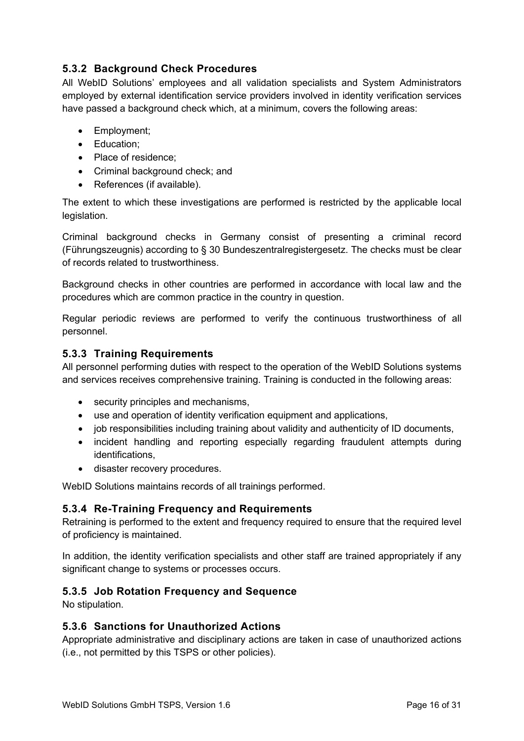### 5.3.2 Background Check Procedures

All WebID Solutions' employees and all validation specialists and System Administrators employed by external identification service providers involved in identity verification services have passed a background check which, at a minimum, covers the following areas:

- Employment;
- Education;
- Place of residence;
- Criminal background check; and
- References (if available).

The extent to which these investigations are performed is restricted by the applicable local legislation.

Criminal background checks in Germany consist of presenting a criminal record (Führungszeugnis) according to § 30 Bundeszentralregistergesetz. The checks must be clear of records related to trustworthiness.

Background checks in other countries are performed in accordance with local law and the procedures which are common practice in the country in question.

Regular periodic reviews are performed to verify the continuous trustworthiness of all personnel.

### 5.3.3 Training Requirements

All personnel performing duties with respect to the operation of the WebID Solutions systems and services receives comprehensive training. Training is conducted in the following areas:

- security principles and mechanisms,
- use and operation of identity verification equipment and applications,
- job responsibilities including training about validity and authenticity of ID documents,
- incident handling and reporting especially regarding fraudulent attempts during identifications,
- disaster recovery procedures.

WebID Solutions maintains records of all trainings performed.

### 5.3.4 Re-Training Frequency and Requirements

Retraining is performed to the extent and frequency required to ensure that the required level of proficiency is maintained.

In addition, the identity verification specialists and other staff are trained appropriately if any significant change to systems or processes occurs.

### 5.3.5 Job Rotation Frequency and Sequence

No stipulation.

### 5.3.6 Sanctions for Unauthorized Actions

Appropriate administrative and disciplinary actions are taken in case of unauthorized actions (i.e., not permitted by this TSPS or other policies).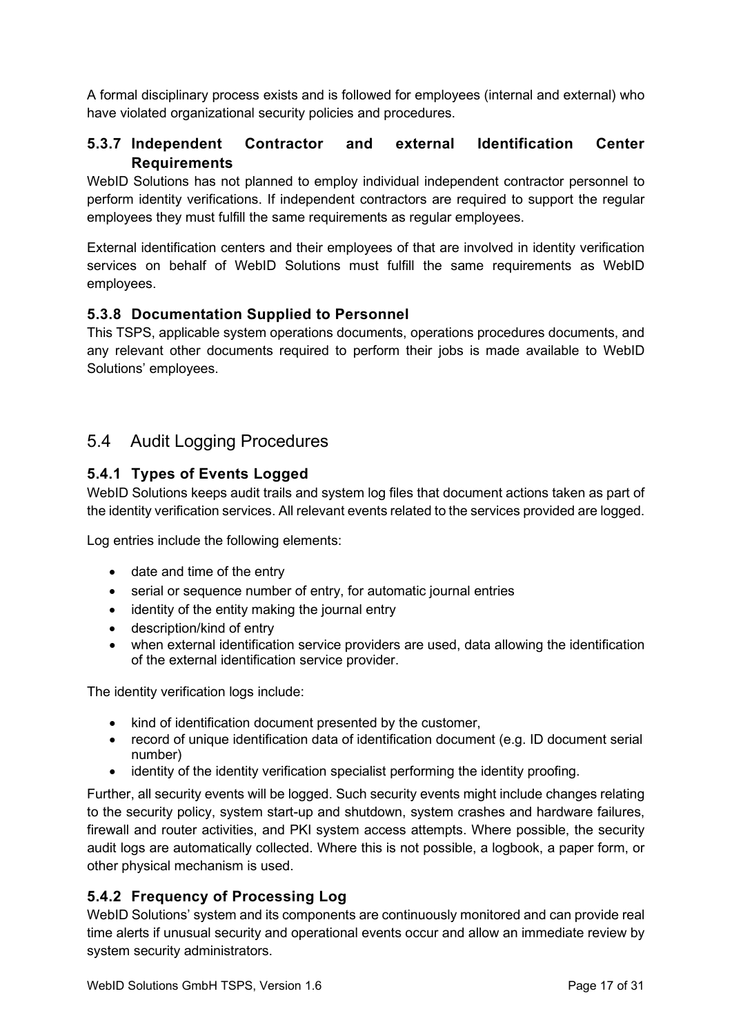A formal disciplinary process exists and is followed for employees (internal and external) who have violated organizational security policies and procedures.

### 5.3.7 Independent Contractor and external Identification Center Requirements

WebID Solutions has not planned to employ individual independent contractor personnel to perform identity verifications. If independent contractors are required to support the regular employees they must fulfill the same requirements as regular employees.

External identification centers and their employees of that are involved in identity verification services on behalf of WebID Solutions must fulfill the same requirements as WebID employees.

### 5.3.8 Documentation Supplied to Personnel

This TSPS, applicable system operations documents, operations procedures documents, and any relevant other documents required to perform their jobs is made available to WebID Solutions' employees.

## 5.4 Audit Logging Procedures

### 5.4.1 Types of Events Logged

WebID Solutions keeps audit trails and system log files that document actions taken as part of the identity verification services. All relevant events related to the services provided are logged.

Log entries include the following elements:

- date and time of the entry
- serial or sequence number of entry, for automatic journal entries
- identity of the entity making the journal entry
- description/kind of entry
- when external identification service providers are used, data allowing the identification of the external identification service provider.

The identity verification logs include:

- kind of identification document presented by the customer,
- record of unique identification data of identification document (e.g. ID document serial number)
- identity of the identity verification specialist performing the identity proofing.

Further, all security events will be logged. Such security events might include changes relating to the security policy, system start-up and shutdown, system crashes and hardware failures, firewall and router activities, and PKI system access attempts. Where possible, the security audit logs are automatically collected. Where this is not possible, a logbook, a paper form, or other physical mechanism is used.

### 5.4.2 Frequency of Processing Log

WebID Solutions' system and its components are continuously monitored and can provide real time alerts if unusual security and operational events occur and allow an immediate review by system security administrators.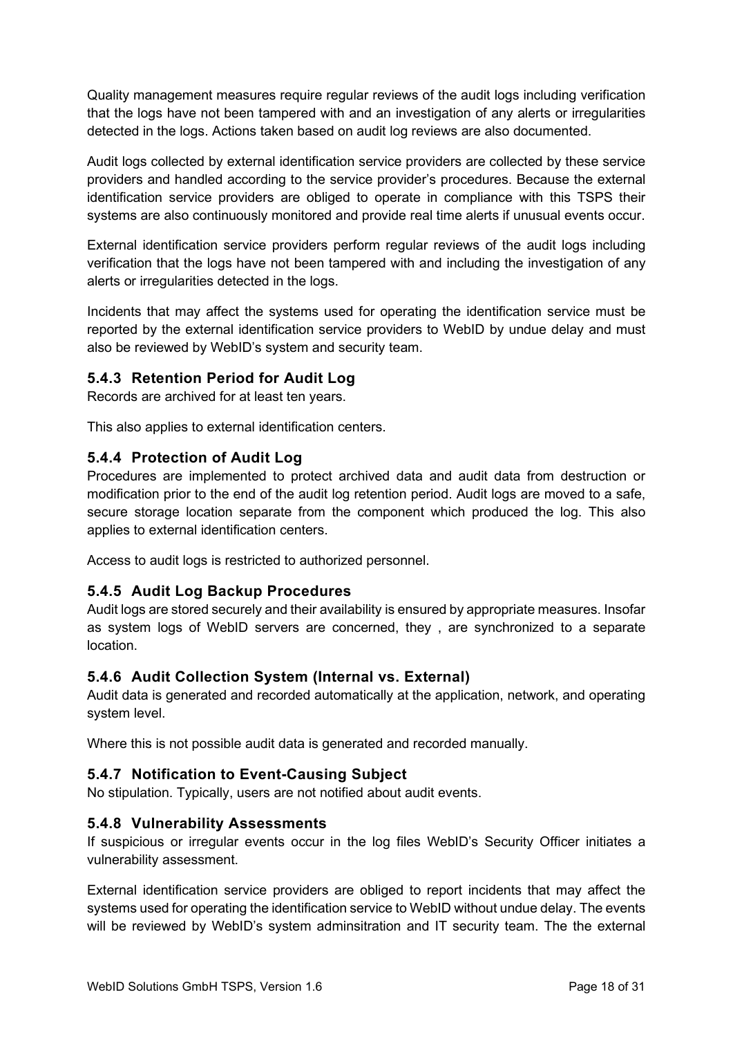Quality management measures require regular reviews of the audit logs including verification that the logs have not been tampered with and an investigation of any alerts or irregularities detected in the logs. Actions taken based on audit log reviews are also documented.

Audit logs collected by external identification service providers are collected by these service providers and handled according to the service provider's procedures. Because the external identification service providers are obliged to operate in compliance with this TSPS their systems are also continuously monitored and provide real time alerts if unusual events occur.

External identification service providers perform regular reviews of the audit logs including verification that the logs have not been tampered with and including the investigation of any alerts or irregularities detected in the logs.

Incidents that may affect the systems used for operating the identification service must be reported by the external identification service providers to WebID by undue delay and must also be reviewed by WebID's system and security team.

### 5.4.3 Retention Period for Audit Log

Records are archived for at least ten years.

This also applies to external identification centers.

### 5.4.4 Protection of Audit Log

Procedures are implemented to protect archived data and audit data from destruction or modification prior to the end of the audit log retention period. Audit logs are moved to a safe, secure storage location separate from the component which produced the log. This also applies to external identification centers.

Access to audit logs is restricted to authorized personnel.

### 5.4.5 Audit Log Backup Procedures

Audit logs are stored securely and their availability is ensured by appropriate measures. Insofar as system logs of WebID servers are concerned, they , are synchronized to a separate location.

### 5.4.6 Audit Collection System (Internal vs. External)

Audit data is generated and recorded automatically at the application, network, and operating system level.

Where this is not possible audit data is generated and recorded manually.

### 5.4.7 Notification to Event-Causing Subject

No stipulation. Typically, users are not notified about audit events.

### 5.4.8 Vulnerability Assessments

If suspicious or irregular events occur in the log files WebID's Security Officer initiates a vulnerability assessment.

External identification service providers are obliged to report incidents that may affect the systems used for operating the identification service to WebID without undue delay. The events will be reviewed by WebID's system adminsitration and IT security team. The the external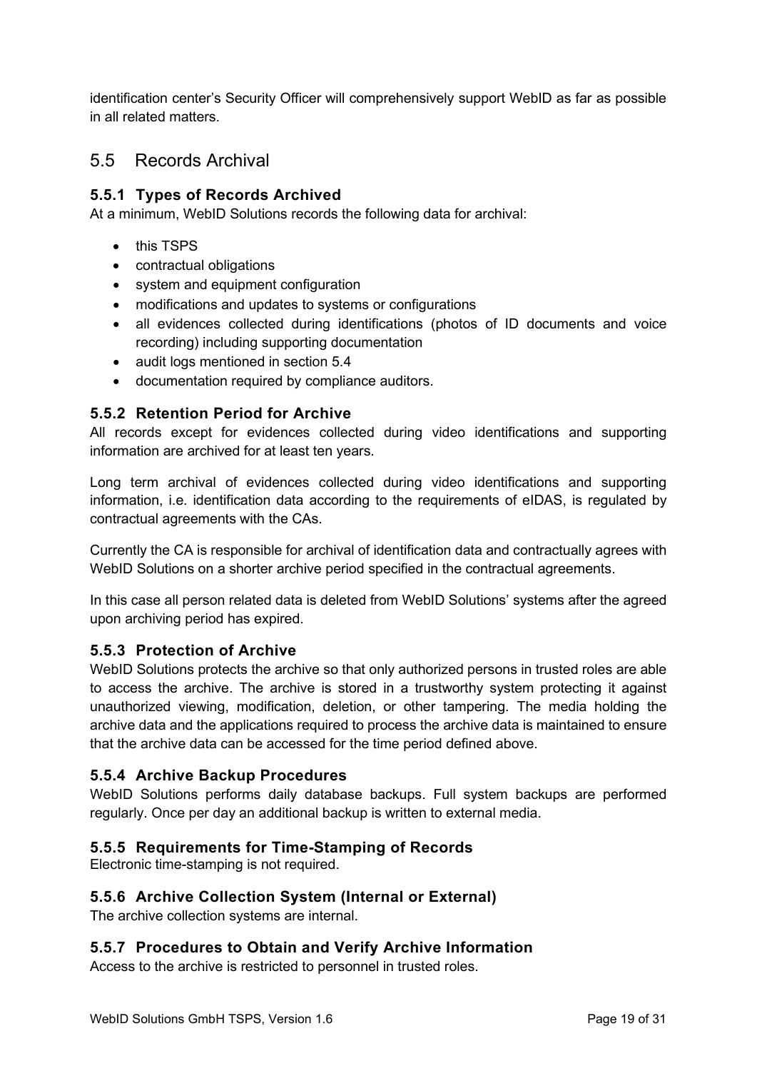identification center's Security Officer will comprehensively support WebID as far as possible in all related matters.

## 5.5 Records Archival

### 5.5.1 Types of Records Archived

At a minimum, WebID Solutions records the following data for archival:

- this TSPS
- contractual obligations
- system and equipment configuration
- modifications and updates to systems or configurations
- all evidences collected during identifications (photos of ID documents and voice recording) including supporting documentation
- audit logs mentioned in section 5.4
- documentation required by compliance auditors.

### 5.5.2 Retention Period for Archive

All records except for evidences collected during video identifications and supporting information are archived for at least ten years.

Long term archival of evidences collected during video identifications and supporting information, i.e. identification data according to the requirements of eIDAS, is regulated by contractual agreements with the CAs.

Currently the CA is responsible for archival of identification data and contractually agrees with WebID Solutions on a shorter archive period specified in the contractual agreements.

In this case all person related data is deleted from WebID Solutions' systems after the agreed upon archiving period has expired.

### 5.5.3 Protection of Archive

WebID Solutions protects the archive so that only authorized persons in trusted roles are able to access the archive. The archive is stored in a trustworthy system protecting it against unauthorized viewing, modification, deletion, or other tampering. The media holding the archive data and the applications required to process the archive data is maintained to ensure that the archive data can be accessed for the time period defined above.

### 5.5.4 Archive Backup Procedures

WebID Solutions performs daily database backups. Full system backups are performed regularly. Once per day an additional backup is written to external media.

### 5.5.5 Requirements for Time-Stamping of Records

Electronic time-stamping is not required.

### 5.5.6 Archive Collection System (Internal or External)

The archive collection systems are internal.

### 5.5.7 Procedures to Obtain and Verify Archive Information

Access to the archive is restricted to personnel in trusted roles.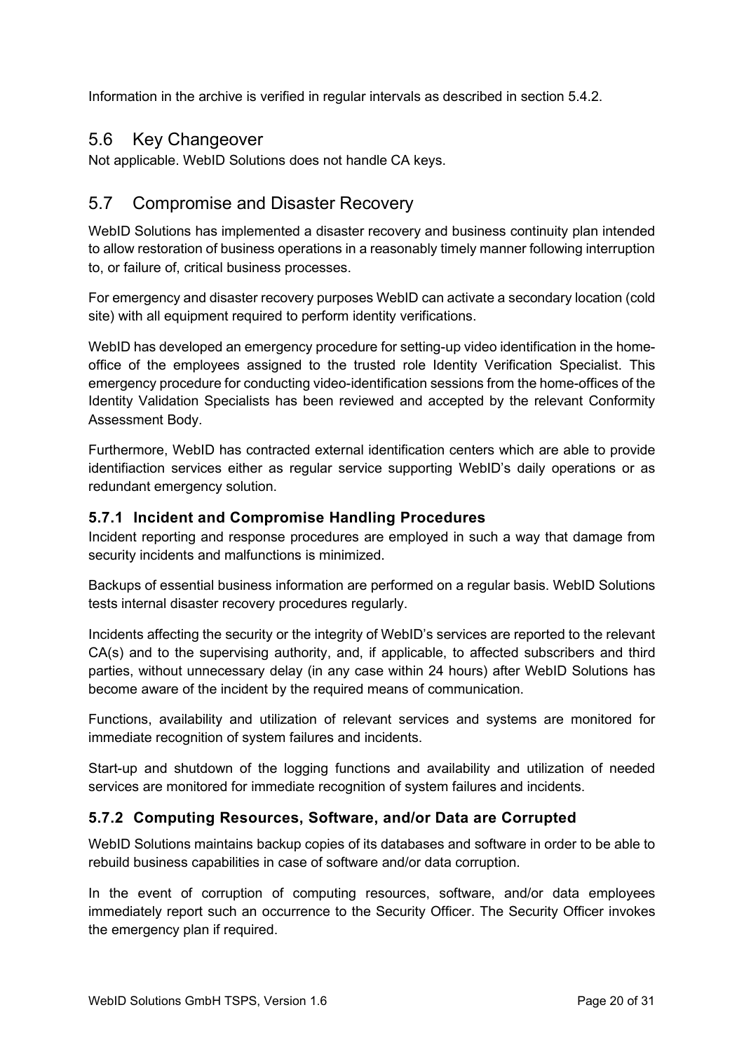Information in the archive is verified in regular intervals as described in section 5.4.2.

## 5.6 Key Changeover

Not applicable. WebID Solutions does not handle CA keys.

## 5.7 Compromise and Disaster Recovery

WebID Solutions has implemented a disaster recovery and business continuity plan intended to allow restoration of business operations in a reasonably timely manner following interruption to, or failure of, critical business processes.

For emergency and disaster recovery purposes WebID can activate a secondary location (cold site) with all equipment required to perform identity verifications.

WebID has developed an emergency procedure for setting-up video identification in the home-office of the employees assigned to the trusted role Identity Verification Specialist. This emergency procedure for conducting video-identification sessions from the home-offices of the Identity Validation Specialists has been reviewed and accepted by the relevant Conformity Assessment Body.

Furthermore, WebID has contracted external identification centers which are able to provide identifiaction services either as regular service supporting WebID's daily operations or as redundant emergency solution.

### 5.7.1 Incident and Compromise Handling Procedures

Incident reporting and response procedures are employed in such a way that damage from security incidents and malfunctions is minimized.

Backups of essential business information are performed on a regular basis. WebID Solutions tests internal disaster recovery procedures regularly.

Incidents affecting the security or the integrity of WebID's services are reported to the relevant CA(s) and to the supervising authority, and, if applicable, to affected subscribers and third parties, without unnecessary delay (in any case within 24 hours) after WebID Solutions has become aware of the incident by the required means of communication.

Functions, availability and utilization of relevant services and systems are monitored for immediate recognition of system failures and incidents.

Start-up and shutdown of the logging functions and availability and utilization of needed services are monitored for immediate recognition of system failures and incidents.

### 5.7.2 Computing Resources, Software, and/or Data are Corrupted

WebID Solutions maintains backup copies of its databases and software in order to be able to rebuild business capabilities in case of software and/or data corruption.

In the event of corruption of computing resources, software, and/or data employees immediately report such an occurrence to the Security Officer. The Security Officer invokes the emergency plan if required.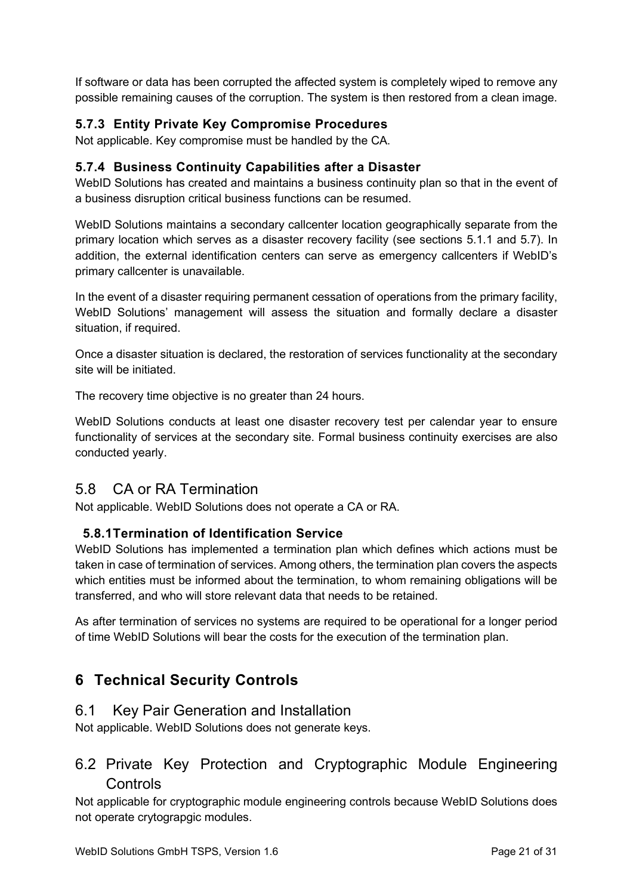If software or data has been corrupted the affected system is completely wiped to remove any possible remaining causes of the corruption. The system is then restored from a clean image.

### 5.7.3 Entity Private Key Compromise Procedures

Not applicable. Key compromise must be handled by the CA.

### 5.7.4 Business Continuity Capabilities after a Disaster

WebID Solutions has created and maintains a business continuity plan so that in the event of a business disruption critical business functions can be resumed.

WebID Solutions maintains a secondary callcenter location geographically separate from the primary location which serves as a disaster recovery facility (see sections 5.1.1 and 5.7). In addition, the external identification centers can serve as emergency callcenters if WebID's primary callcenter is unavailable.

In the event of a disaster requiring permanent cessation of operations from the primary facility, WebID Solutions' management will assess the situation and formally declare a disaster situation, if required.

Once a disaster situation is declared, the restoration of services functionality at the secondary site will be initiated.

The recovery time objective is no greater than 24 hours.

WebID Solutions conducts at least one disaster recovery test per calendar year to ensure functionality of services at the secondary site. Formal business continuity exercises are also conducted yearly.

## 5.8 CA or RA Termination

Not applicable. WebID Solutions does not operate a CA or RA.

### 5.8.1 Termination of Identification Service

WebID Solutions has implemented a termination plan which defines which actions must be taken in case of termination of services. Among others, the termination plan covers the aspects which entities must be informed about the termination, to whom remaining obligations will be transferred, and who will store relevant data that needs to be retained.

As after termination of services no systems are required to be operational for a longer period of time WebID Solutions will bear the costs for the execution of the termination plan.

# 6 Technical Security Controls

## 6.1 Key Pair Generation and Installation

Not applicable. WebID Solutions does not generate keys.

## 6.2 Private Key Protection and Cryptographic Module Engineering Controls

Not applicable for cryptographic module engineering controls because WebID Solutions does not operate crytograpgic modules.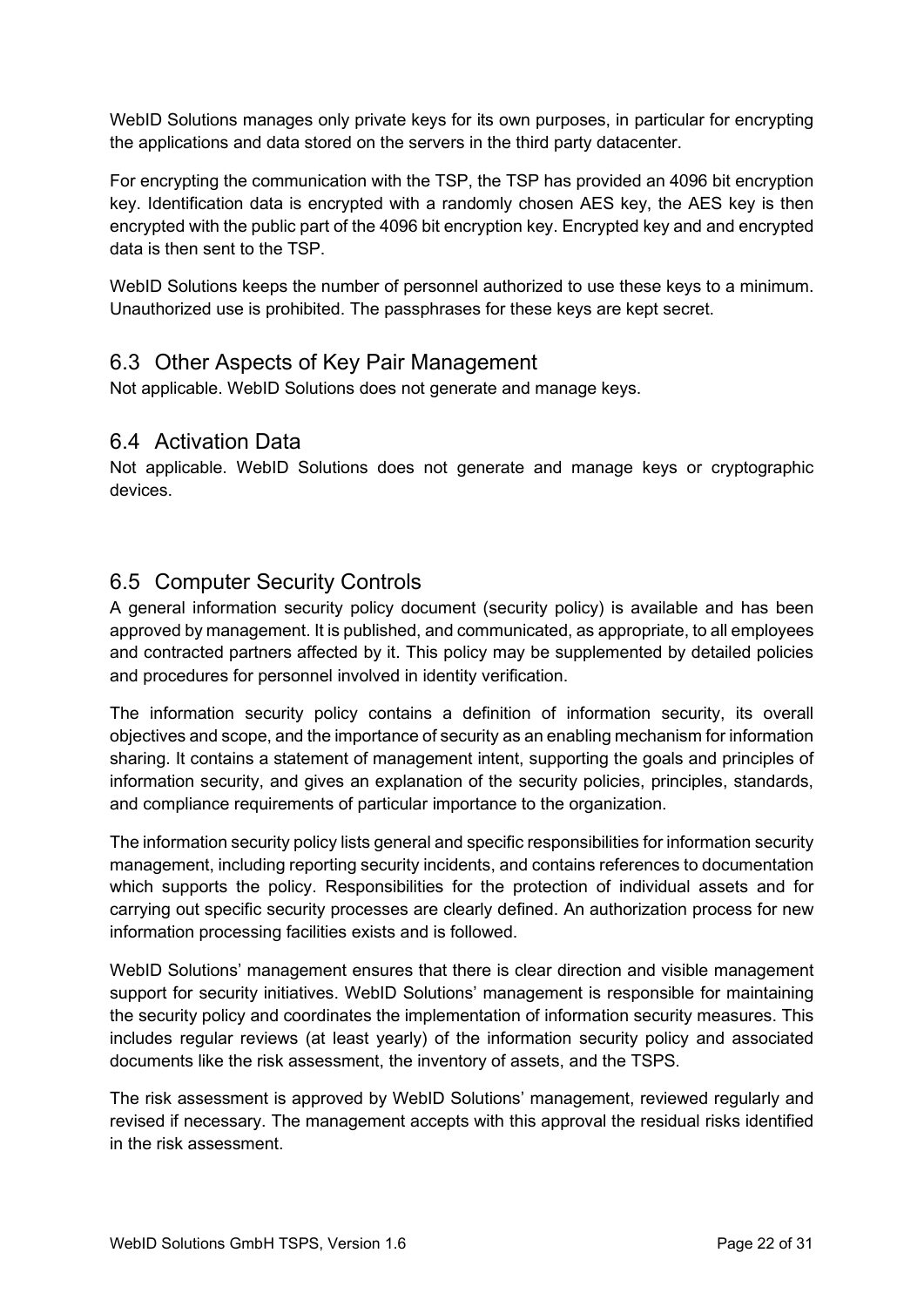WebID Solutions manages only private keys for its own purposes, in particular for encrypting the applications and data stored on the servers in the third party datacenter.

For encrypting the communication with the TSP, the TSP has provided an 4096 bit encryption key. Identification data is encrypted with a randomly chosen AES key, the AES key is then encrypted with the public part of the 4096 bit encryption key. Encrypted key and and encrypted data is then sent to the TSP.

WebID Solutions keeps the number of personnel authorized to use these keys to a minimum. Unauthorized use is prohibited. The passphrases for these keys are kept secret.

## 6.3 Other Aspects of Key Pair Management

Not applicable. WebID Solutions does not generate and manage keys.

## 6.4 Activation Data

Not applicable. WebID Solutions does not generate and manage keys or cryptographic devices.

## 6.5 Computer Security Controls

A general information security policy document (security policy) is available and has been approved by management. It is published, and communicated, as appropriate, to all employees and contracted partners affected by it. This policy may be supplemented by detailed policies and procedures for personnel involved in identity verification.

The information security policy contains a definition of information security, its overall objectives and scope, and the importance of security as an enabling mechanism for information sharing. It contains a statement of management intent, supporting the goals and principles of information security, and gives an explanation of the security policies, principles, standards, and compliance requirements of particular importance to the organization.

The information security policy lists general and specific responsibilities for information security management, including reporting security incidents, and contains references to documentation which supports the policy. Responsibilities for the protection of individual assets and for carrying out specific security processes are clearly defined. An authorization process for new information processing facilities exists and is followed.

WebID Solutions' management ensures that there is clear direction and visible management support for security initiatives. WebID Solutions' management is responsible for maintaining the security policy and coordinates the implementation of information security measures. This includes regular reviews (at least yearly) of the information security policy and associated documents like the risk assessment, the inventory of assets, and the TSPS.

The risk assessment is approved by WebID Solutions' management, reviewed regularly and revised if necessary. The management accepts with this approval the residual risks identified in the risk assessment.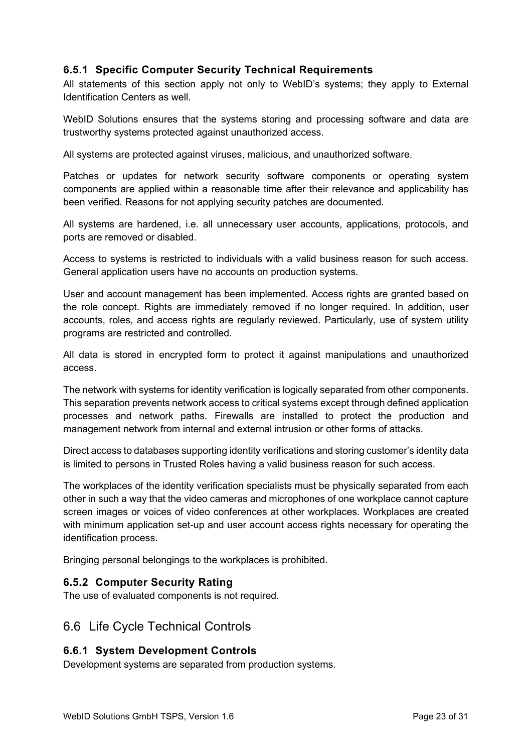### 6.5.1 Specific Computer Security Technical Requirements

All statements of this section apply not only to WebID's systems; they apply to External Identification Centers as well.

WebID Solutions ensures that the systems storing and processing software and data are trustworthy systems protected against unauthorized access.

All systems are protected against viruses, malicious, and unauthorized software.

Patches or updates for network security software components or operating system components are applied within a reasonable time after their relevance and applicability has been verified. Reasons for not applying security patches are documented.

All systems are hardened, i.e. all unnecessary user accounts, applications, protocols, and ports are removed or disabled.

Access to systems is restricted to individuals with a valid business reason for such access. General application users have no accounts on production systems.

User and account management has been implemented. Access rights are granted based on the role concept. Rights are immediately removed if no longer required. In addition, user accounts, roles, and access rights are regularly reviewed. Particularly, use of system utility programs are restricted and controlled.

All data is stored in encrypted form to protect it against manipulations and unauthorized access.

The network with systems for identity verification is logically separated from other components. This separation prevents network access to critical systems except through defined application processes and network paths. Firewalls are installed to protect the production and management network from internal and external intrusion or other forms of attacks.

Direct access to databases supporting identity verifications and storing customer's identity data is limited to persons in Trusted Roles having a valid business reason for such access.

The workplaces of the identity verification specialists must be physically separated from each other in such a way that the video cameras and microphones of one workplace cannot capture screen images or voices of video conferences at other workplaces. Workplaces are created with minimum application set-up and user account access rights necessary for operating the identification process.

Bringing personal belongings to the workplaces is prohibited.

### 6.5.2 Computer Security Rating

The use of evaluated components is not required.

## 6.6 Life Cycle Technical Controls

### 6.6.1 System Development Controls

Development systems are separated from production systems.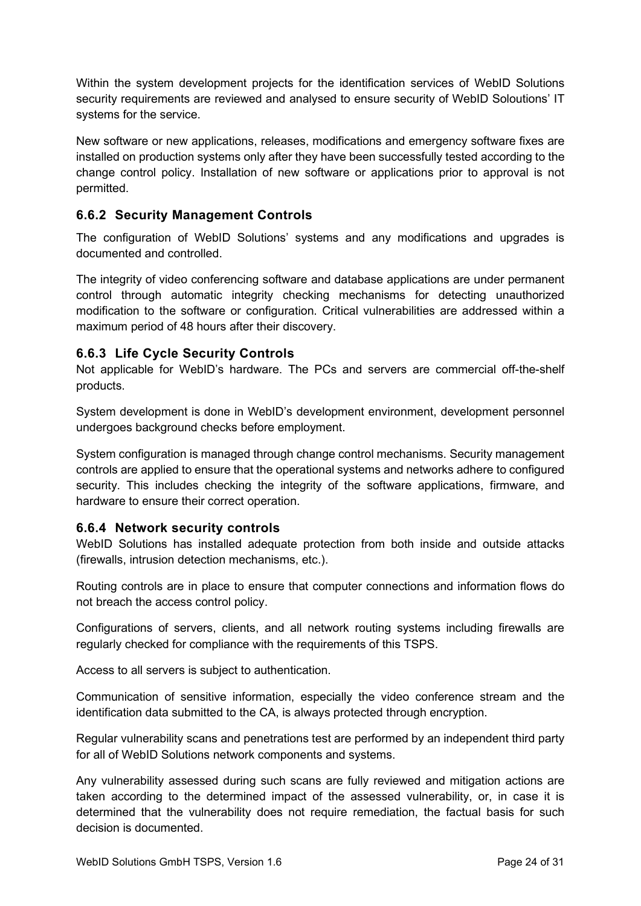Within the system development projects for the identification services of WebID Solutions security requirements are reviewed and analysed to ensure security of WebID Soloutions' IT systems for the service.

New software or new applications, releases, modifications and emergency software fixes are installed on production systems only after they have been successfully tested according to the change control policy. Installation of new software or applications prior to approval is not permitted.

### 6.6.2 Security Management Controls

The configuration of WebID Solutions' systems and any modifications and upgrades is documented and controlled.

The integrity of video conferencing software and database applications are under permanent control through automatic integrity checking mechanisms for detecting unauthorized modification to the software or configuration. Critical vulnerabilities are addressed within a maximum period of 48 hours after their discovery.

### 6.6.3 Life Cycle Security Controls

Not applicable for WebID's hardware. The PCs and servers are commercial off-the-shelf products.

System development is done in WebID's development environment, development personnel undergoes background checks before employment.

System configuration is managed through change control mechanisms. Security management controls are applied to ensure that the operational systems and networks adhere to configured security. This includes checking the integrity of the software applications, firmware, and hardware to ensure their correct operation.

### 6.6.4 Network security controls

WebID Solutions has installed adequate protection from both inside and outside attacks (firewalls, intrusion detection mechanisms, etc.).

Routing controls are in place to ensure that computer connections and information flows do not breach the access control policy.

Configurations of servers, clients, and all network routing systems including firewalls are regularly checked for compliance with the requirements of this TSPS.

Access to all servers is subject to authentication.

Communication of sensitive information, especially the video conference stream and the identification data submitted to the CA, is always protected through encryption.

Regular vulnerability scans and penetrations test are performed by an independent third party for all of WebID Solutions network components and systems.

Any vulnerability assessed during such scans are fully reviewed and mitigation actions are taken according to the determined impact of the assessed vulnerability, or, in case it is determined that the vulnerability does not require remediation, the factual basis for such decision is documented.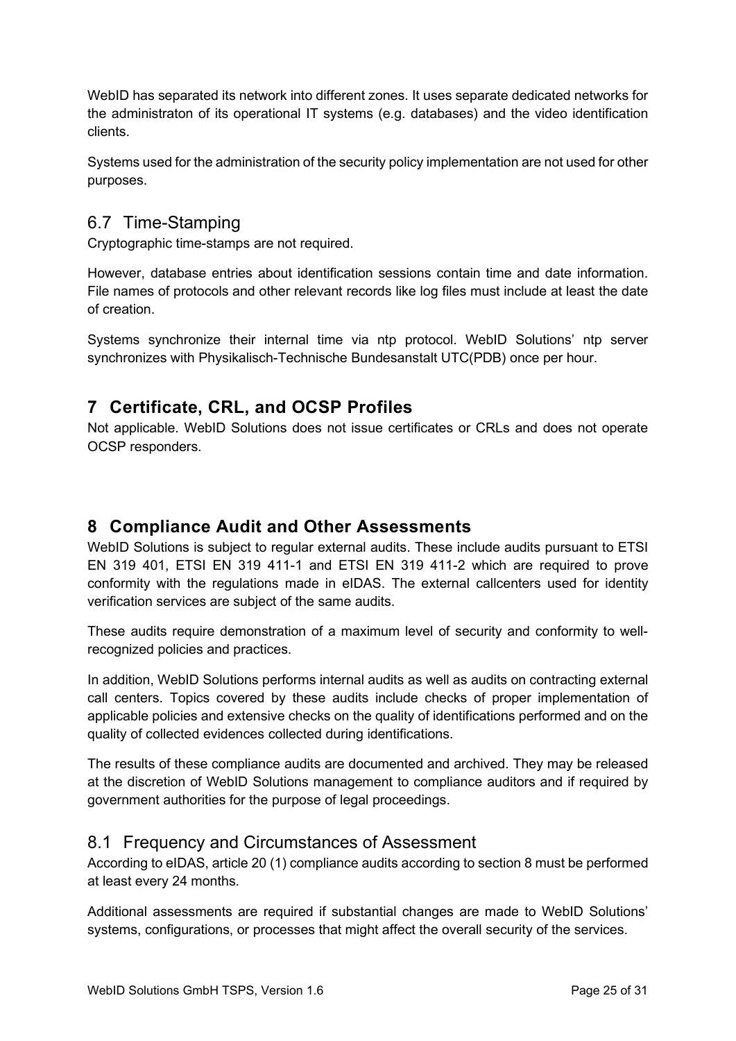WebID has separated its network into different zones. It uses separate dedicated networks for the administraton of its operational IT systems (e.g. databases) and the video identification clients.

Systems used for the administration of the security policy implementation are not used for other purposes.

## 6.7 Time-Stamping

Cryptographic time-stamps are not required.

However, database entries about identification sessions contain time and date information. File names of protocols and other relevant records like log files must include at least the date of creation.

Systems synchronize their internal time via ntp protocol. WebID Solutions' ntp server synchronizes with Physikalisch-Technische Bundesanstalt UTC(PDB) once per hour.

# 7 Certificate, CRL, and OCSP Profiles

Not applicable. WebID Solutions does not issue certificates or CRLs and does not operate OCSP responders.

# 8 Compliance Audit and Other Assessments

WebID Solutions is subject to regular external audits. These include audits pursuant to ETSI EN 319 401, ETSI EN 319 411-1 and ETSI EN 319 411-2 which are required to prove conformity with the regulations made in eIDAS. The external callcenters used for identity verification services are subject of the same audits.

These audits require demonstration of a maximum level of security and conformity to well-recognized policies and practices.

In addition, WebID Solutions performs internal audits as well as audits on contracting external call centers. Topics covered by these audits include checks of proper implementation of applicable policies and extensive checks on the quality of identifications performed and on the quality of collected evidences collected during identifications.

The results of these compliance audits are documented and archived. They may be released at the discretion of WebID Solutions management to compliance auditors and if required by government authorities for the purpose of legal proceedings.

## 8.1 Frequency and Circumstances of Assessment

According to eIDAS, article 20 (1) compliance audits according to section 8 must be performed at least every 24 months.

Additional assessments are required if substantial changes are made to WebID Solutions' systems, configurations, or processes that might affect the overall security of the services.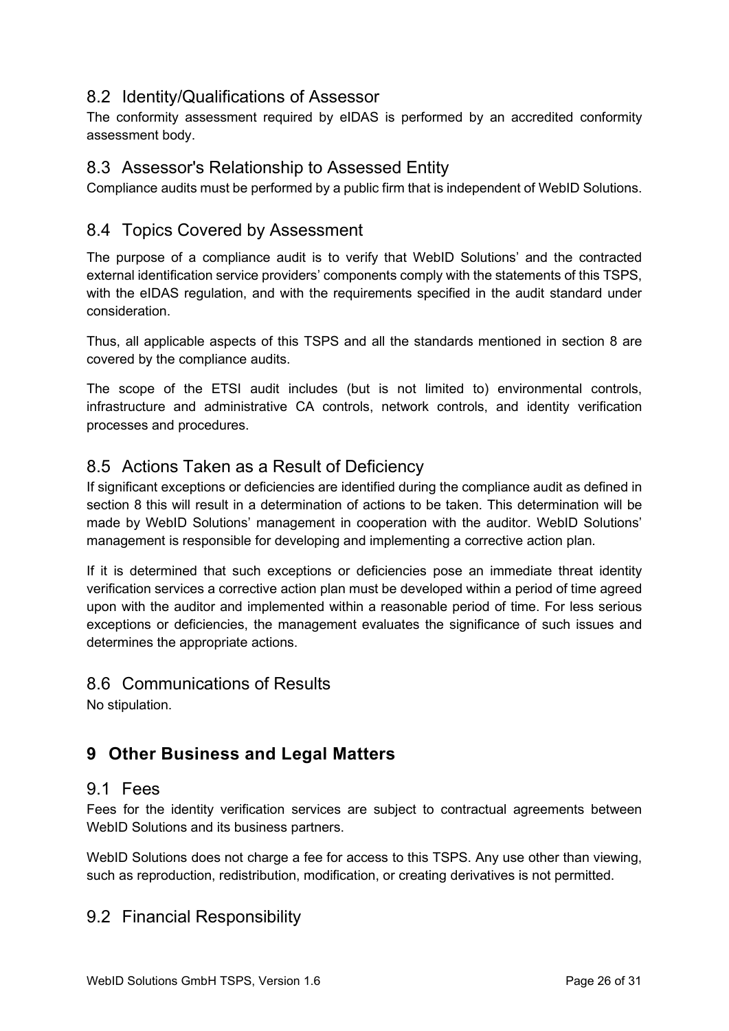## 8.2 Identity/Qualifications of Assessor

The conformity assessment required by eIDAS is performed by an accredited conformity assessment body.

## 8.3 Assessor's Relationship to Assessed Entity

Compliance audits must be performed by a public firm that is independent of WebID Solutions.

## 8.4 Topics Covered by Assessment

The purpose of a compliance audit is to verify that WebID Solutions' and the contracted external identification service providers' components comply with the statements of this TSPS, with the eIDAS regulation, and with the requirements specified in the audit standard under consideration.

Thus, all applicable aspects of this TSPS and all the standards mentioned in section 8 are covered by the compliance audits.

The scope of the ETSI audit includes (but is not limited to) environmental controls, infrastructure and administrative CA controls, network controls, and identity verification processes and procedures.

## 8.5 Actions Taken as a Result of Deficiency

If significant exceptions or deficiencies are identified during the compliance audit as defined in section 8 this will result in a determination of actions to be taken. This determination will be made by WebID Solutions' management in cooperation with the auditor. WebID Solutions' management is responsible for developing and implementing a corrective action plan.

If it is determined that such exceptions or deficiencies pose an immediate threat identity verification services a corrective action plan must be developed within a period of time agreed upon with the auditor and implemented within a reasonable period of time. For less serious exceptions or deficiencies, the management evaluates the significance of such issues and determines the appropriate actions.

## 8.6 Communications of Results

No stipulation.

# 9 Other Business and Legal Matters

## 9.1 Fees

Fees for the identity verification services are subject to contractual agreements between WebID Solutions and its business partners.

WebID Solutions does not charge a fee for access to this TSPS. Any use other than viewing, such as reproduction, redistribution, modification, or creating derivatives is not permitted.

## 9.2 Financial Responsibility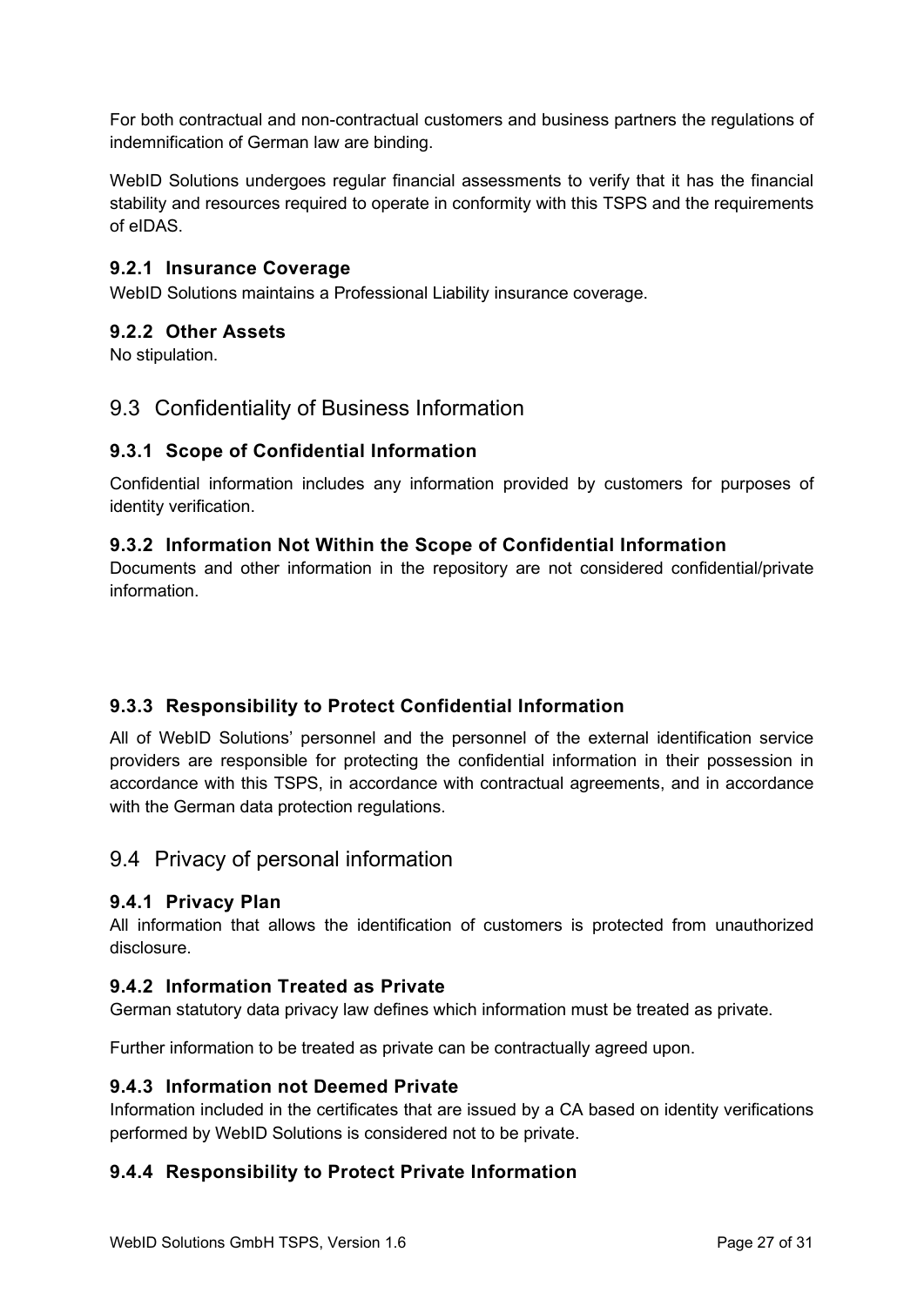For both contractual and non-contractual customers and business partners the regulations of indemnification of German law are binding.

WebID Solutions undergoes regular financial assessments to verify that it has the financial stability and resources required to operate in conformity with this TSPS and the requirements of eIDAS.

### 9.2.1 Insurance Coverage

WebID Solutions maintains a Professional Liability insurance coverage.

### 9.2.2 Other Assets

No stipulation.

## 9.3 Confidentiality of Business Information

### 9.3.1 Scope of Confidential Information

Confidential information includes any information provided by customers for purposes of identity verification.

### 9.3.2 Information Not Within the Scope of Confidential Information

Documents and other information in the repository are not considered confidential/private information.

### 9.3.3 Responsibility to Protect Confidential Information

All of WebID Solutions' personnel and the personnel of the external identification service providers are responsible for protecting the confidential information in their possession in accordance with this TSPS, in accordance with contractual agreements, and in accordance with the German data protection regulations.

## 9.4 Privacy of personal information

### 9.4.1 Privacy Plan

All information that allows the identification of customers is protected from unauthorized disclosure.

### 9.4.2 Information Treated as Private

German statutory data privacy law defines which information must be treated as private.

Further information to be treated as private can be contractually agreed upon.

### 9.4.3 Information not Deemed Private

Information included in the certificates that are issued by a CA based on identity verifications performed by WebID Solutions is considered not to be private.

### 9.4.4 Responsibility to Protect Private Information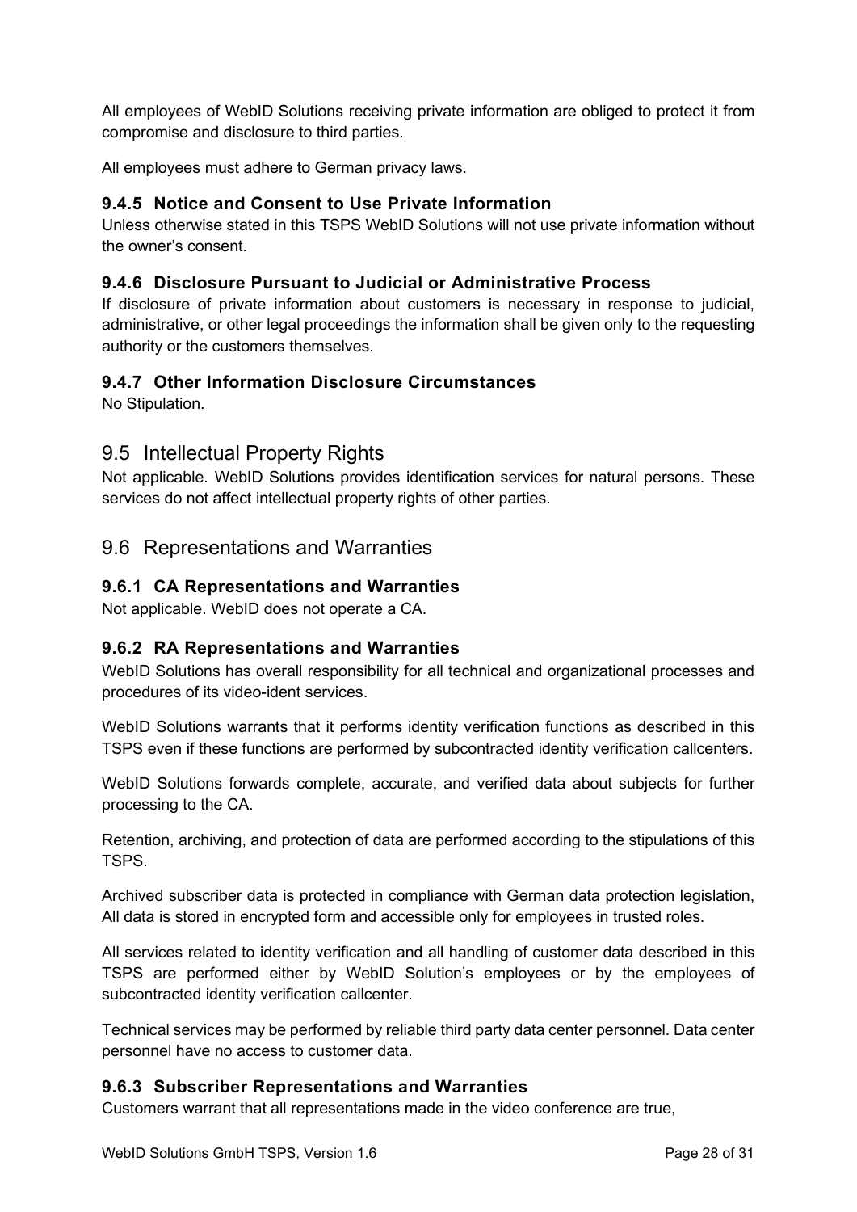All employees of WebID Solutions receiving private information are obliged to protect it from compromise and disclosure to third parties.

All employees must adhere to German privacy laws.

### 9.4.5 Notice and Consent to Use Private Information

Unless otherwise stated in this TSPS WebID Solutions will not use private information without the owner's consent.

### 9.4.6 Disclosure Pursuant to Judicial or Administrative Process

If disclosure of private information about customers is necessary in response to judicial, administrative, or other legal proceedings the information shall be given only to the requesting authority or the customers themselves.

### 9.4.7 Other Information Disclosure Circumstances

No Stipulation.

## 9.5 Intellectual Property Rights

Not applicable. WebID Solutions provides identification services for natural persons. These services do not affect intellectual property rights of other parties.

## 9.6 Representations and Warranties

### 9.6.1 CA Representations and Warranties

Not applicable. WebID does not operate a CA.

### 9.6.2 RA Representations and Warranties

WebID Solutions has overall responsibility for all technical and organizational processes and procedures of its video-ident services.

WebID Solutions warrants that it performs identity verification functions as described in this TSPS even if these functions are performed by subcontracted identity verification callcenters.

WebID Solutions forwards complete, accurate, and verified data about subjects for further processing to the CA.

Retention, archiving, and protection of data are performed according to the stipulations of this TSPS.

Archived subscriber data is protected in compliance with German data protection legislation, All data is stored in encrypted form and accessible only for employees in trusted roles.

All services related to identity verification and all handling of customer data described in this TSPS are performed either by WebID Solution's employees or by the employees of subcontracted identity verification callcenter.

Technical services may be performed by reliable third party data center personnel. Data center personnel have no access to customer data.

### 9.6.3 Subscriber Representations and Warranties

Customers warrant that all representations made in the video conference are true,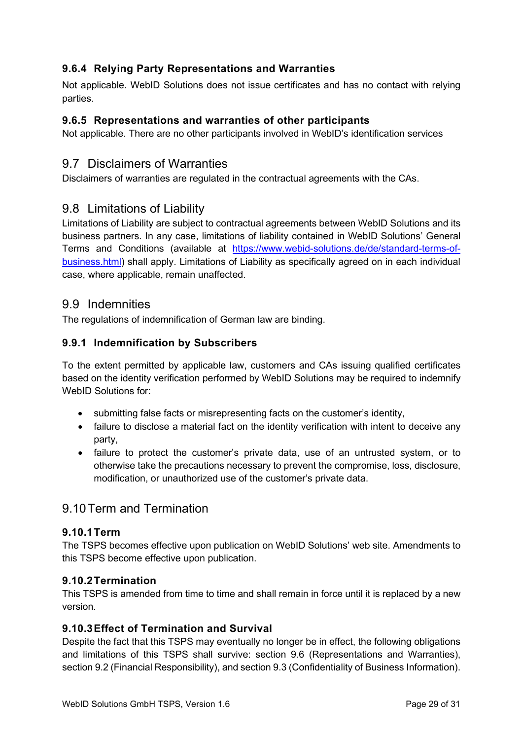#### 9.6.4 Relying Party Representations and Warranties

Not applicable. WebID Solutions does not issue certificates and has no contact with relying parties.

#### 9.6.5 Representations and warranties of other participants

Not applicable. There are no other participants involved in WebID's identification services

## 9.7 Disclaimers of Warranties

Disclaimers of warranties are regulated in the contractual agreements with the CAs.

## 9.8 Limitations of Liability

Limitations of Liability are subject to contractual agreements between WebID Solutions and its business partners. In any case, limitations of liability contained in WebID Solutions' General Terms and Conditions (available at [https://www.webid-solutions.de/de/standard-terms-of-business.html](https://www.webid-solutions.de/de/standard-terms-of-business.html)) shall apply. Limitations of Liability as specifically agreed on in each individual case, where applicable, remain unaffected.

## 9.9 Indemnities

The regulations of indemnification of German law are binding.

#### 9.9.1 Indemnification by Subscribers

To the extent permitted by applicable law, customers and CAs issuing qualified certificates based on the identity verification performed by WebID Solutions may be required to indemnify WebID Solutions for:

- submitting false facts or misrepresenting facts on the customer's identity,
- failure to disclose a material fact on the identity verification with intent to deceive any party,
- failure to protect the customer's private data, use of an untrusted system, or to otherwise take the precautions necessary to prevent the compromise, loss, disclosure, modification, or unauthorized use of the customer's private data.

## 9.10 Term and Termination

#### 9.10.1 Term

The TSPS becomes effective upon publication on WebID Solutions' web site. Amendments to this TSPS become effective upon publication.

#### 9.10.2 Termination

This TSPS is amended from time to time and shall remain in force until it is replaced by a new version.

#### 9.10.3 Effect of Termination and Survival

Despite the fact that this TSPS may eventually no longer be in effect, the following obligations and limitations of this TSPS shall survive: section 9.6 (Representations and Warranties), section 9.2 (Financial Responsibility), and section 9.3 (Confidentiality of Business Information).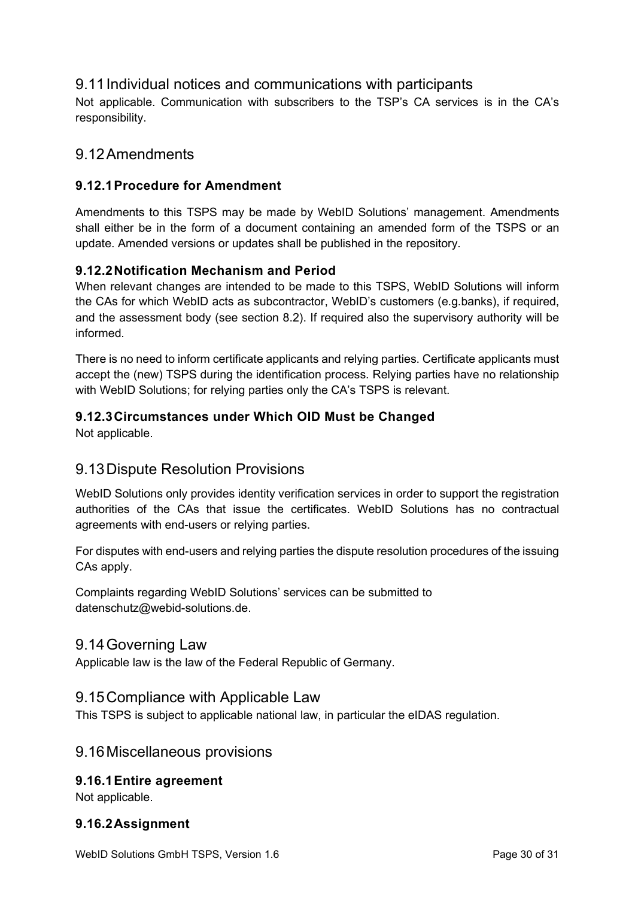## 9.11 Individual notices and communications with participants

Not applicable. Communication with subscribers to the TSP's CA services is in the CA's responsibility.

## 9.12 Amendments

### 9.12.1 Procedure for Amendment

Amendments to this TSPS may be made by WebID Solutions' management. Amendments shall either be in the form of a document containing an amended form of the TSPS or an update. Amended versions or updates shall be published in the repository.

### 9.12.2 Notification Mechanism and Period

When relevant changes are intended to be made to this TSPS, WebID Solutions will inform the CAs for which WebID acts as subcontractor, WebID's customers (e.g.banks), if required, and the assessment body (see section 8.2). If required also the supervisory authority will be informed.

There is no need to inform certificate applicants and relying parties. Certificate applicants must accept the (new) TSPS during the identification process. Relying parties have no relationship with WebID Solutions; for relying parties only the CA's TSPS is relevant.

### 9.12.3 Circumstances under Which OID Must be Changed

Not applicable.

## 9.13 Dispute Resolution Provisions

WebID Solutions only provides identity verification services in order to support the registration authorities of the CAs that issue the certificates. WebID Solutions has no contractual agreements with end-users or relying parties.

For disputes with end-users and relying parties the dispute resolution procedures of the issuing CAs apply.

Complaints regarding WebID Solutions' services can be submitted to datenschutz@webid-solutions.de.

## 9.14 Governing Law

Applicable law is the law of the Federal Republic of Germany.

## 9.15 Compliance with Applicable Law

This TSPS is subject to applicable national law, in particular the eIDAS regulation.

## 9.16 Miscellaneous provisions

### 9.16.1 Entire agreement

Not applicable.

### 9.16.2 Assignment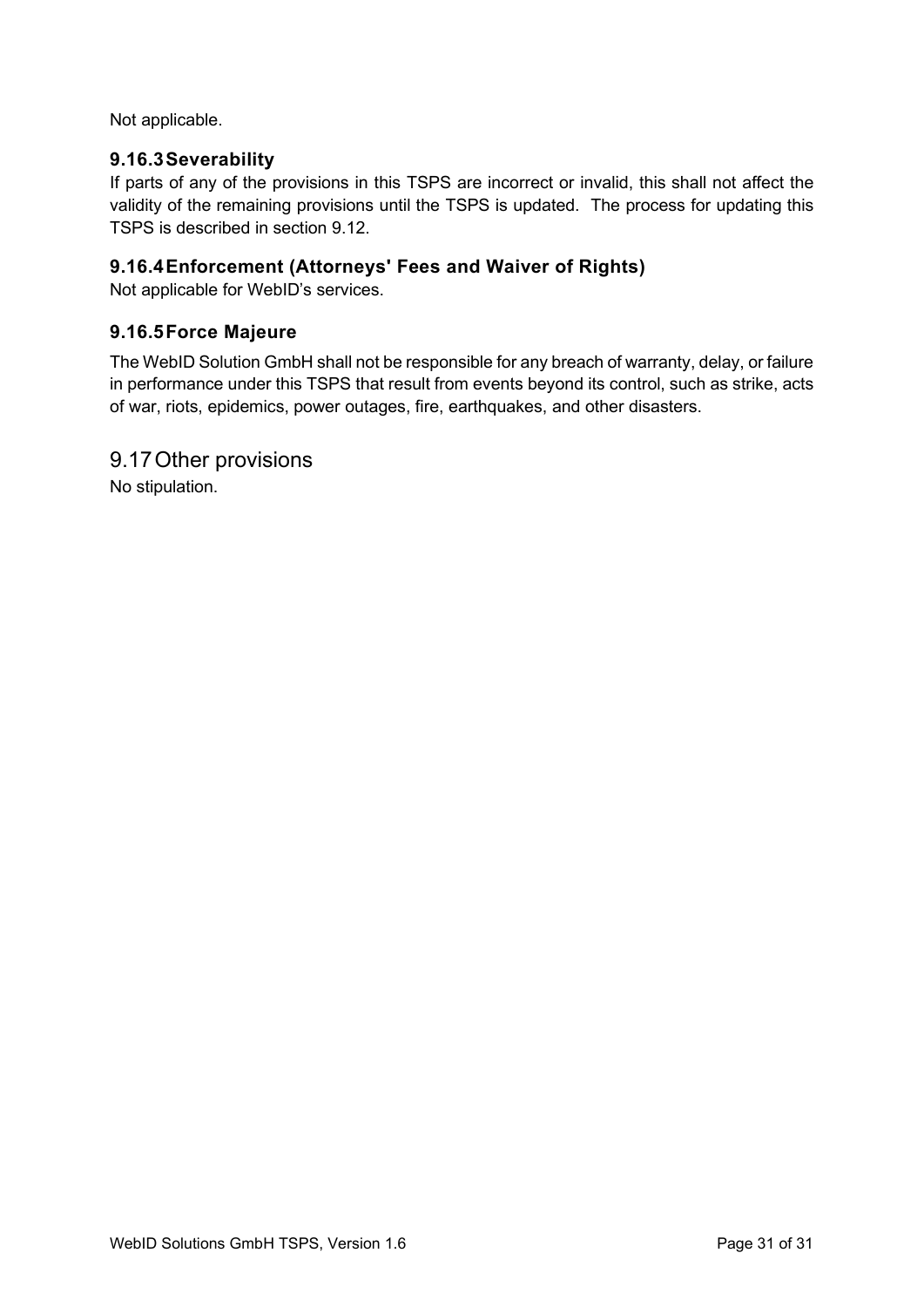Not applicable.

### 9.16.3 Severability

If parts of any of the provisions in this TSPS are incorrect or invalid, this shall not affect the validity of the remaining provisions until the TSPS is updated. The process for updating this TSPS is described in section 9.12.

### 9.16.4 Enforcement (Attorneys' Fees and Waiver of Rights)

Not applicable for WebID's services.

### 9.16.5 Force Majeure

The WebID Solution GmbH shall not be responsible for any breach of warranty, delay, or failure in performance under this TSPS that result from events beyond its control, such as strike, acts of war, riots, epidemics, power outages, fire, earthquakes, and other disasters.

## 9.17 Other provisions

No stipulation.